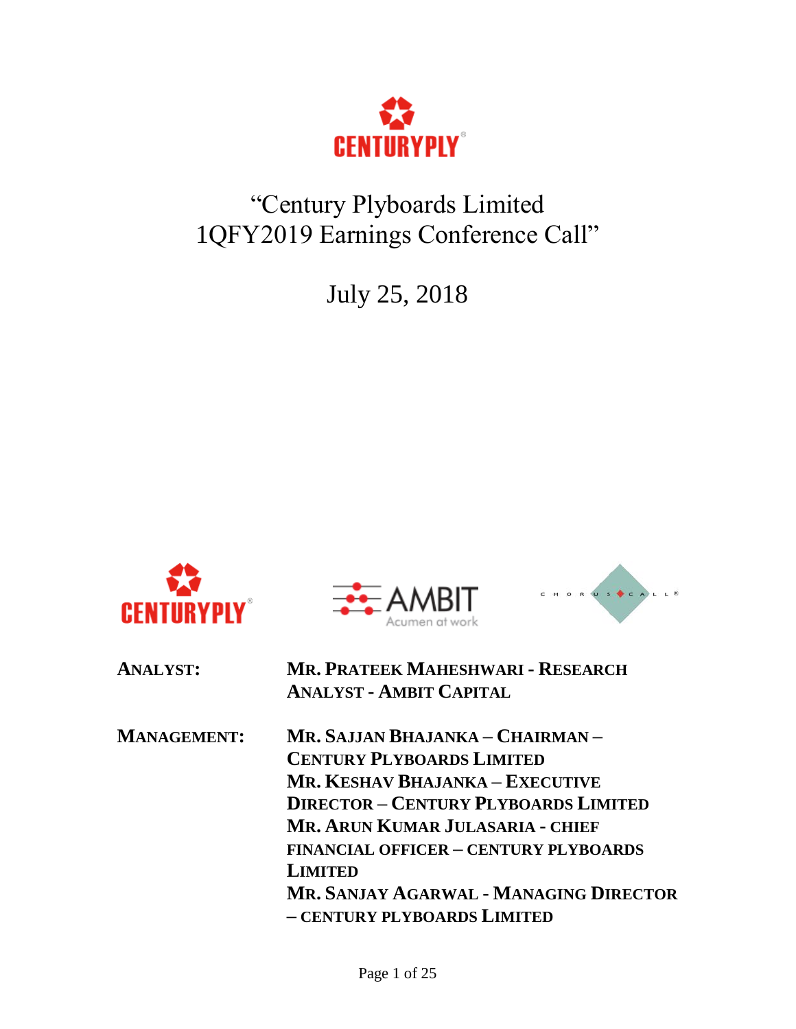# "Century Plyboards Limited 1QFY2019 Earnings Conference Call"

July 25, 2018

**ANALYST:** **MR. PRATEEK MAHESHWARI - RESEARCH ANALYST - AMBIT CAPITAL**

**MANAGEMENT:** **MR. SAJJAN BHAJANKA – CHAIRMAN – CENTURY PLYBOARDS LIMITED**
**MR. KESHAV BHAJANKA – EXECUTIVE DIRECTOR – CENTURY PLYBOARDS LIMITED**
**MR. ARUN KUMAR JULASARIA - CHIEF FINANCIAL OFFICER – CENTURY PLYBOARDS LIMITED**
**MR. SANJAY AGARWAL - MANAGING DIRECTOR – CENTURY PLYBOARDS LIMITED**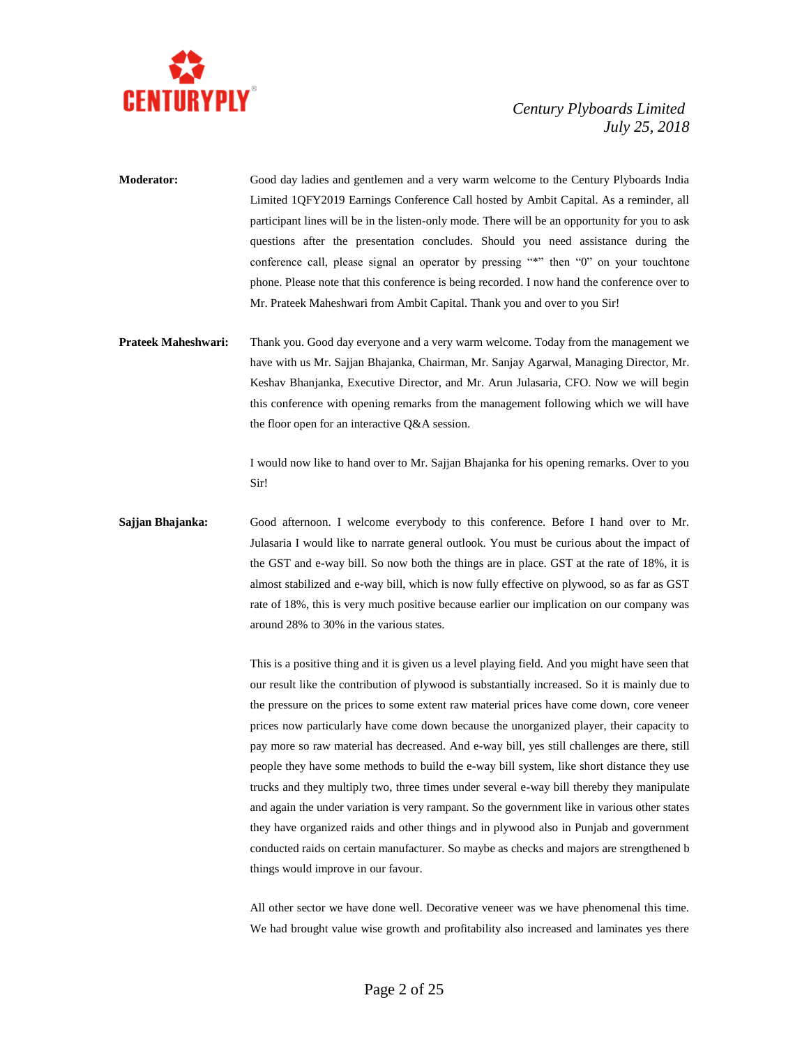**Moderator:** Good day ladies and gentlemen and a very warm welcome to the Century Plyboards India Limited 1QFY2019 Earnings Conference Call hosted by Ambit Capital. As a reminder, all participant lines will be in the listen-only mode. There will be an opportunity for you to ask questions after the presentation concludes. Should you need assistance during the conference call, please signal an operator by pressing "*" then "0" on your touchtone phone. Please note that this conference is being recorded. I now hand the conference over to Mr. Prateek Maheshwari from Ambit Capital. Thank you and over to you Sir!

**Prateek Maheshwari:** Thank you. Good day everyone and a very warm welcome. Today from the management we have with us Mr. Sajjan Bhajanka, Chairman, Mr. Sanjay Agarwal, Managing Director, Mr. Keshav Bhanjanka, Executive Director, and Mr. Arun Julasaria, CFO. Now we will begin this conference with opening remarks from the management following which we will have the floor open for an interactive Q&A session.

I would now like to hand over to Mr. Sajjan Bhajanka for his opening remarks. Over to you Sir!

**Sajjan Bhajanka:** Good afternoon. I welcome everybody to this conference. Before I hand over to Mr. Julasaria I would like to narrate general outlook. You must be curious about the impact of the GST and e-way bill. So now both the things are in place. GST at the rate of 18%, it is almost stabilized and e-way bill, which is now fully effective on plywood, so as far as GST rate of 18%, this is very much positive because earlier our implication on our company was around 28% to 30% in the various states.

This is a positive thing and it is given us a level playing field. And you might have seen that our result like the contribution of plywood is substantially increased. So it is mainly due to the pressure on the prices to some extent raw material prices have come down, core veneer prices now particularly have come down because the unorganized player, their capacity to pay more so raw material has decreased. And e-way bill, yes still challenges are there, still people they have some methods to build the e-way bill system, like short distance they use trucks and they multiply two, three times under several e-way bill thereby they manipulate and again the under variation is very rampant. So the government like in various other states they have organized raids and other things and in plywood also in Punjab and government conducted raids on certain manufacturer. So maybe as checks and majors are strengthened b things would improve in our favour.

All other sector we have done well. Decorative veneer was we have phenomenal this time. We had brought value wise growth and profitability also increased and laminates yes there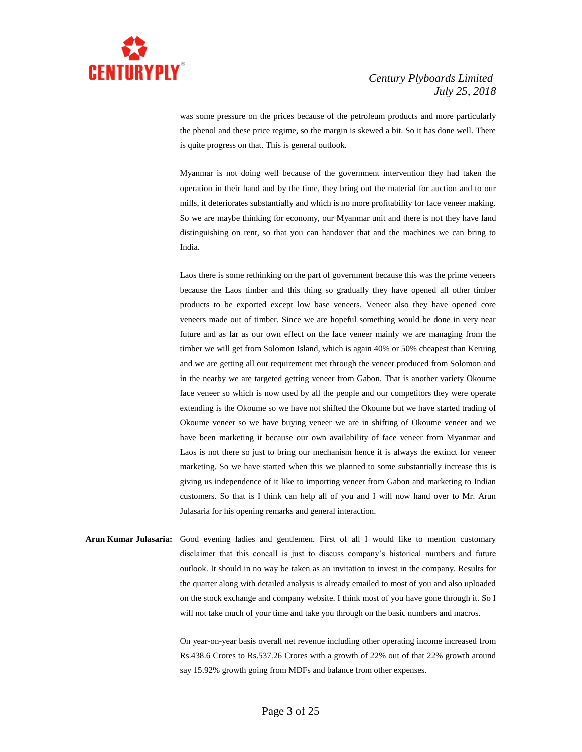was some pressure on the prices because of the petroleum products and more particularly the phenol and these price regime, so the margin is skewed a bit. So it has done well. There is quite progress on that. This is general outlook.

Myanmar is not doing well because of the government intervention they had taken the operation in their hand and by the time, they bring out the material for auction and to our mills, it deteriorates substantially and which is no more profitability for face veneer making. So we are maybe thinking for economy, our Myanmar unit and there is not they have land distinguishing on rent, so that you can handover that and the machines we can bring to India.

Laos there is some rethinking on the part of government because this was the prime veneers because the Laos timber and this thing so gradually they have opened all other timber products to be exported except low base veneers. Veneer also they have opened core veneers made out of timber. Since we are hopeful something would be done in very near future and as far as our own effect on the face veneer mainly we are managing from the timber we will get from Solomon Island, which is again 40% or 50% cheapest than Keruing and we are getting all our requirement met through the veneer produced from Solomon and in the nearby we are targeted getting veneer from Gabon. That is another variety Okoume face veneer so which is now used by all the people and our competitors they were operate extending is the Okoume so we have not shifted the Okoume but we have started trading of Okoume veneer so we have buying veneer we are in shifting of Okoume veneer and we have been marketing it because our own availability of face veneer from Myanmar and Laos is not there so just to bring our mechanism hence it is always the extinct for veneer marketing. So we have started when this we planned to some substantially increase this is giving us independence of it like to importing veneer from Gabon and marketing to Indian customers. So that is I think can help all of you and I will now hand over to Mr. Arun Julasaria for his opening remarks and general interaction.

**Arun Kumar Julasaria:** Good evening ladies and gentlemen. First of all I would like to mention customary disclaimer that this concall is just to discuss company's historical numbers and future outlook. It should in no way be taken as an invitation to invest in the company. Results for the quarter along with detailed analysis is already emailed to most of you and also uploaded on the stock exchange and company website. I think most of you have gone through it. So I will not take much of your time and take you through on the basic numbers and macros.

On year-on-year basis overall net revenue including other operating income increased from Rs.438.6 Crores to Rs.537.26 Crores with a growth of 22% out of that 22% growth around say 15.92% growth going from MDFs and balance from other expenses.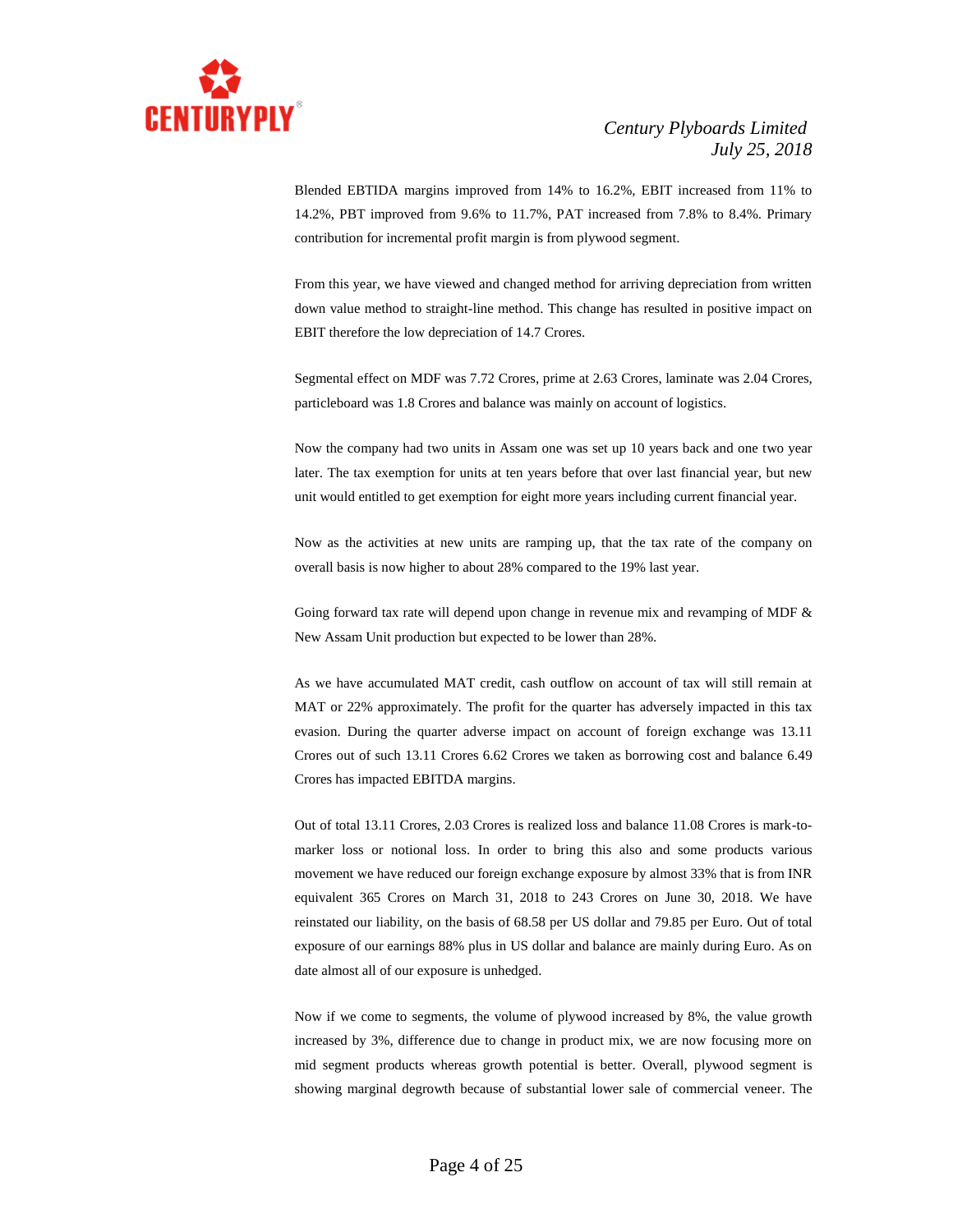Blended EBTIDA margins improved from 14% to 16.2%, EBIT increased from 11% to 14.2%, PBT improved from 9.6% to 11.7%, PAT increased from 7.8% to 8.4%. Primary contribution for incremental profit margin is from plywood segment.

From this year, we have viewed and changed method for arriving depreciation from written down value method to straight-line method. This change has resulted in positive impact on EBIT therefore the low depreciation of 14.7 Crores.

Segmental effect on MDF was 7.72 Crores, prime at 2.63 Crores, laminate was 2.04 Crores, particleboard was 1.8 Crores and balance was mainly on account of logistics.

Now the company had two units in Assam one was set up 10 years back and one two year later. The tax exemption for units at ten years before that over last financial year, but new unit would entitled to get exemption for eight more years including current financial year.

Now as the activities at new units are ramping up, that the tax rate of the company on overall basis is now higher to about 28% compared to the 19% last year.

Going forward tax rate will depend upon change in revenue mix and revamping of MDF & New Assam Unit production but expected to be lower than 28%.

As we have accumulated MAT credit, cash outflow on account of tax will still remain at MAT or 22% approximately. The profit for the quarter has adversely impacted in this tax evasion. During the quarter adverse impact on account of foreign exchange was 13.11 Crores out of such 13.11 Crores 6.62 Crores we taken as borrowing cost and balance 6.49 Crores has impacted EBITDA margins.

Out of total 13.11 Crores, 2.03 Crores is realized loss and balance 11.08 Crores is mark-to-marker loss or notional loss. In order to bring this also and some products various movement we have reduced our foreign exchange exposure by almost 33% that is from INR equivalent 365 Crores on March 31, 2018 to 243 Crores on June 30, 2018. We have reinstated our liability, on the basis of 68.58 per US dollar and 79.85 per Euro. Out of total exposure of our earnings 88% plus in US dollar and balance are mainly during Euro. As on date almost all of our exposure is unhedged.

Now if we come to segments, the volume of plywood increased by 8%, the value growth increased by 3%, difference due to change in product mix, we are now focusing more on mid segment products whereas growth potential is better. Overall, plywood segment is showing marginal degrowth because of substantial lower sale of commercial veneer. The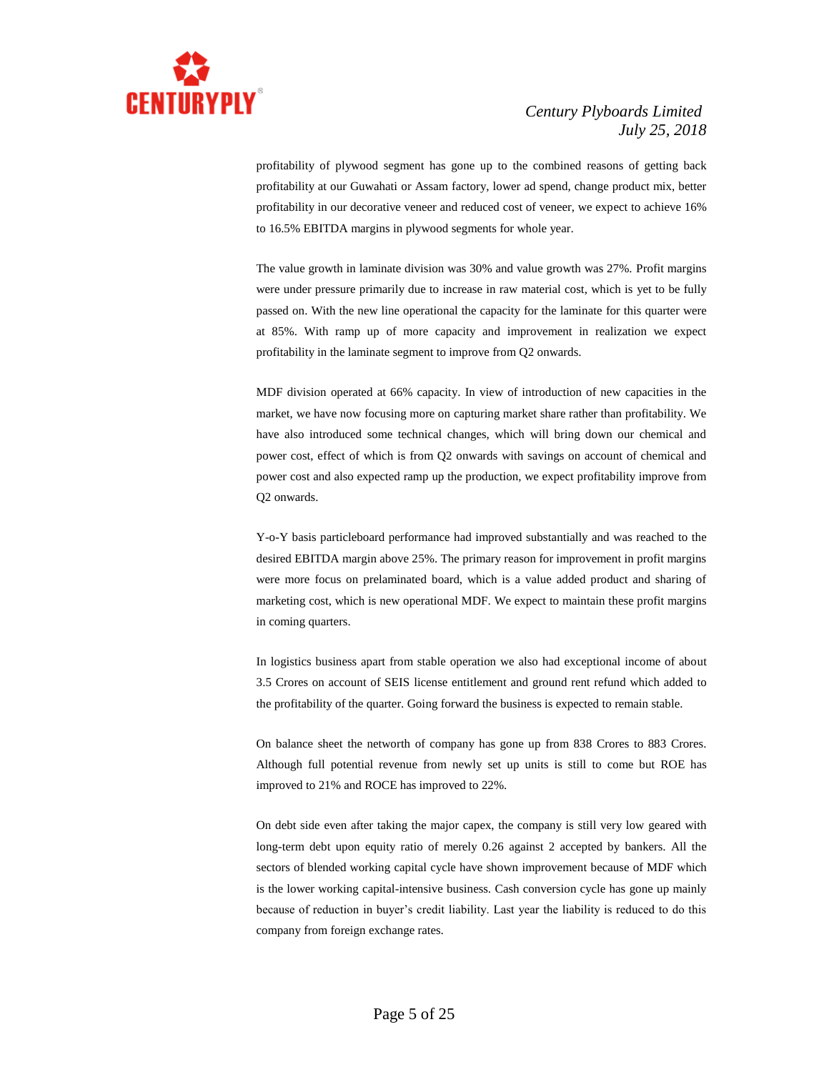profitability of plywood segment has gone up to the combined reasons of getting back profitability at our Guwahati or Assam factory, lower ad spend, change product mix, better profitability in our decorative veneer and reduced cost of veneer, we expect to achieve 16% to 16.5% EBITDA margins in plywood segments for whole year.

The value growth in laminate division was 30% and value growth was 27%. Profit margins were under pressure primarily due to increase in raw material cost, which is yet to be fully passed on. With the new line operational the capacity for the laminate for this quarter were at 85%. With ramp up of more capacity and improvement in realization we expect profitability in the laminate segment to improve from Q2 onwards.

MDF division operated at 66% capacity. In view of introduction of new capacities in the market, we have now focusing more on capturing market share rather than profitability. We have also introduced some technical changes, which will bring down our chemical and power cost, effect of which is from Q2 onwards with savings on account of chemical and power cost and also expected ramp up the production, we expect profitability improve from Q2 onwards.

Y-o-Y basis particleboard performance had improved substantially and was reached to the desired EBITDA margin above 25%. The primary reason for improvement in profit margins were more focus on prelaminated board, which is a value added product and sharing of marketing cost, which is new operational MDF. We expect to maintain these profit margins in coming quarters.

In logistics business apart from stable operation we also had exceptional income of about 3.5 Crores on account of SEIS license entitlement and ground rent refund which added to the profitability of the quarter. Going forward the business is expected to remain stable.

On balance sheet the networth of company has gone up from 838 Crores to 883 Crores. Although full potential revenue from newly set up units is still to come but ROE has improved to 21% and ROCE has improved to 22%.

On debt side even after taking the major capex, the company is still very low geared with long-term debt upon equity ratio of merely 0.26 against 2 accepted by bankers. All the sectors of blended working capital cycle have shown improvement because of MDF which is the lower working capital-intensive business. Cash conversion cycle has gone up mainly because of reduction in buyer's credit liability. Last year the liability is reduced to do this company from foreign exchange rates.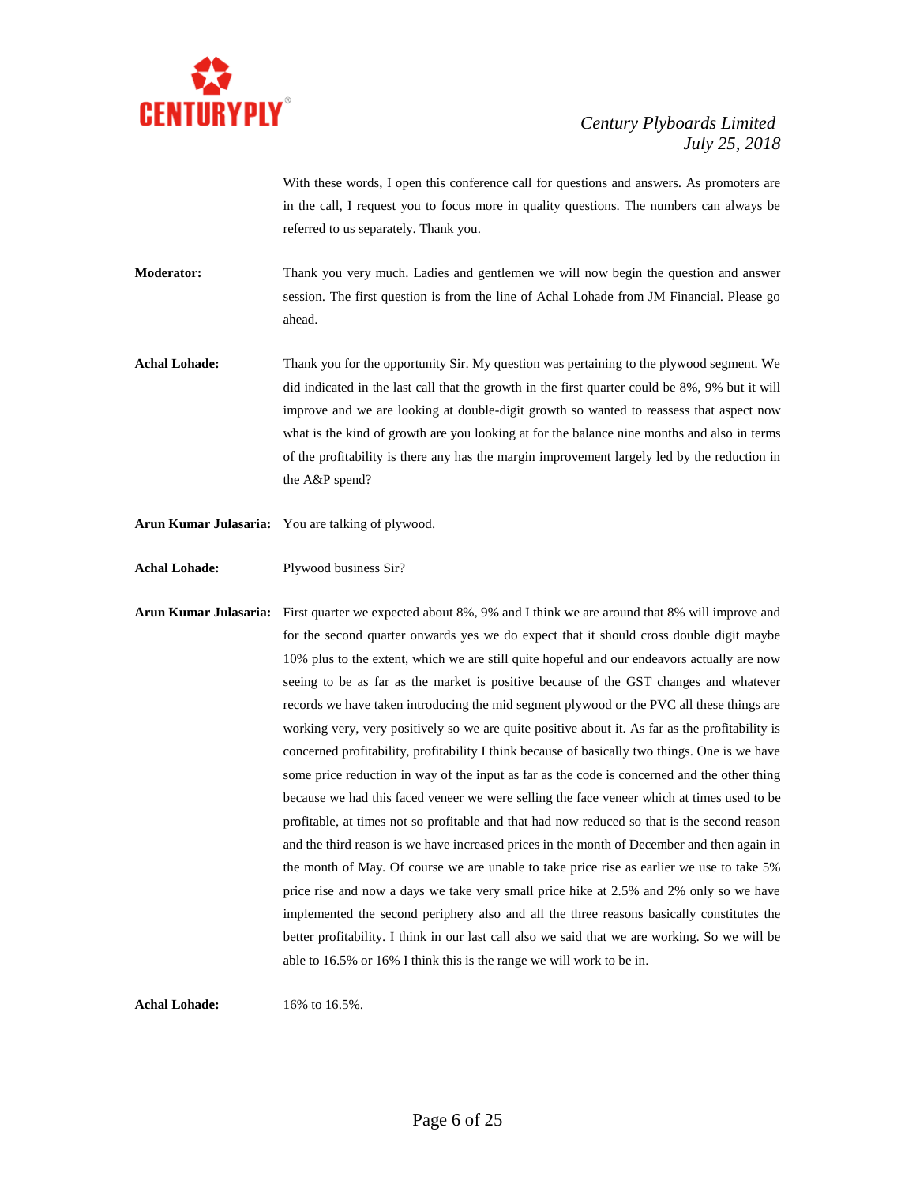With these words, I open this conference call for questions and answers. As promoters are in the call, I request you to focus more in quality questions. The numbers can always be referred to us separately. Thank you.

**Moderator:** Thank you very much. Ladies and gentlemen we will now begin the question and answer session. The first question is from the line of Achal Lohade from JM Financial. Please go ahead.

**Achal Lohade:** Thank you for the opportunity Sir. My question was pertaining to the plywood segment. We did indicated in the last call that the growth in the first quarter could be 8%, 9% but it will improve and we are looking at double-digit growth so wanted to reassess that aspect now what is the kind of growth are you looking at for the balance nine months and also in terms of the profitability is there any has the margin improvement largely led by the reduction in the A&P spend?

**Arun Kumar Julasaria:** You are talking of plywood.

**Achal Lohade:** Plywood business Sir?

**Arun Kumar Julasaria:** First quarter we expected about 8%, 9% and I think we are around that 8% will improve and for the second quarter onwards yes we do expect that it should cross double digit maybe 10% plus to the extent, which we are still quite hopeful and our endeavors actually are now seeing to be as far as the market is positive because of the GST changes and whatever records we have taken introducing the mid segment plywood or the PVC all these things are working very, very positively so we are quite positive about it. As far as the profitability is concerned profitability, profitability I think because of basically two things. One is we have some price reduction in way of the input as far as the code is concerned and the other thing because we had this faced veneer we were selling the face veneer which at times used to be profitable, at times not so profitable and that had now reduced so that is the second reason and the third reason is we have increased prices in the month of December and then again in the month of May. Of course we are unable to take price rise as earlier we use to take 5% price rise and now a days we take very small price hike at 2.5% and 2% only so we have implemented the second periphery also and all the three reasons basically constitutes the better profitability. I think in our last call also we said that we are working. So we will be able to 16.5% or 16% I think this is the range we will work to be in.

**Achal Lohade:** 16% to 16.5%.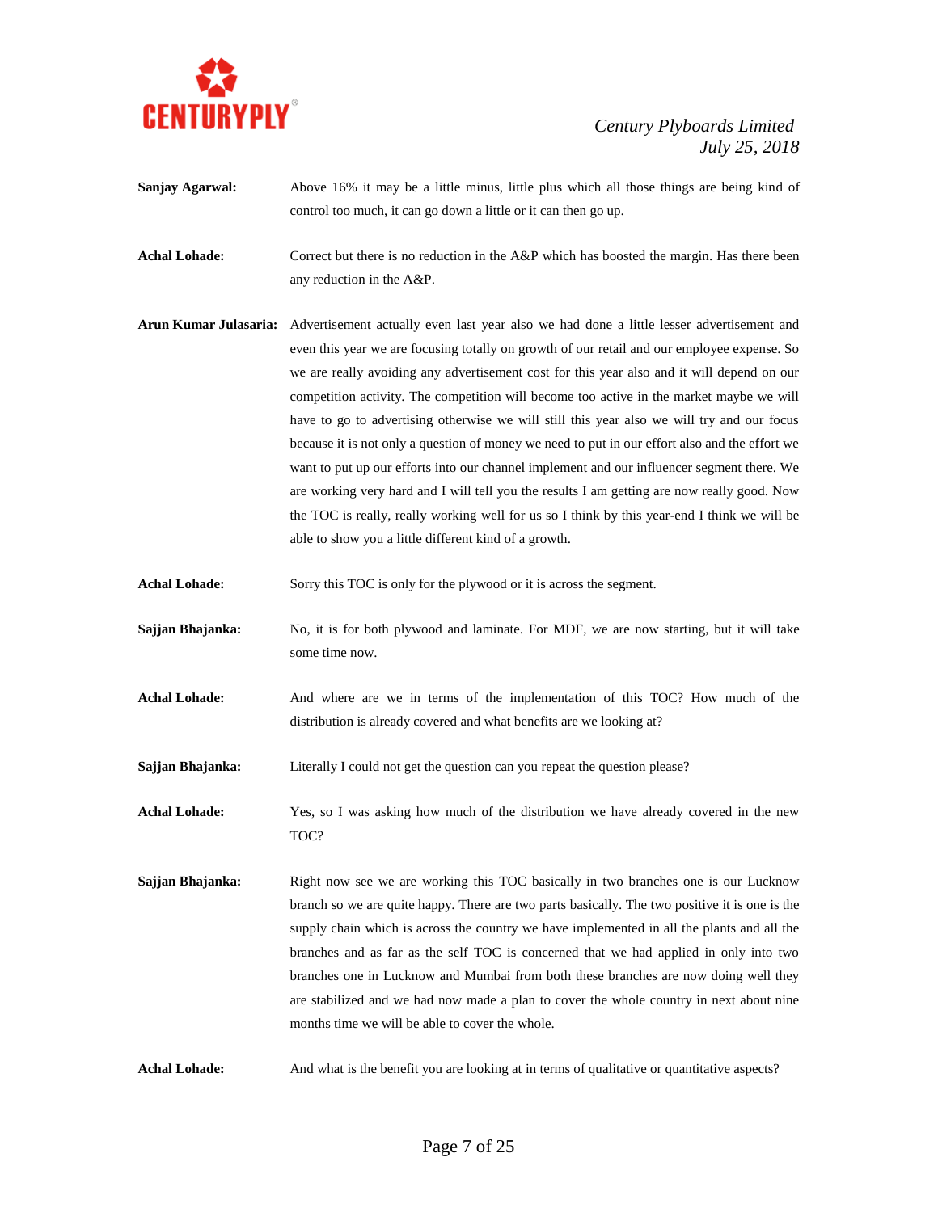**Sanjay Agarwal:** Above 16% it may be a little minus, little plus which all those things are being kind of control too much, it can go down a little or it can then go up.

**Achal Lohade:** Correct but there is no reduction in the A&P which has boosted the margin. Has there been any reduction in the A&P.

**Arun Kumar Julasaria:** Advertisement actually even last year also we had done a little lesser advertisement and even this year we are focusing totally on growth of our retail and our employee expense. So we are really avoiding any advertisement cost for this year also and it will depend on our competition activity. The competition will become too active in the market maybe we will have to go to advertising otherwise we will still this year also we will try and our focus because it is not only a question of money we need to put in our effort also and the effort we want to put up our efforts into our channel implement and our influencer segment there. We are working very hard and I will tell you the results I am getting are now really good. Now the TOC is really, really working well for us so I think by this year-end I think we will be able to show you a little different kind of a growth.

**Achal Lohade:** Sorry this TOC is only for the plywood or it is across the segment.

**Sajjan Bhajanka:** No, it is for both plywood and laminate. For MDF, we are now starting, but it will take some time now.

**Achal Lohade:** And where are we in terms of the implementation of this TOC? How much of the distribution is already covered and what benefits are we looking at?

**Sajjan Bhajanka:** Literally I could not get the question can you repeat the question please?

**Achal Lohade:** Yes, so I was asking how much of the distribution we have already covered in the new TOC?

**Sajjan Bhajanka:** Right now see we are working this TOC basically in two branches one is our Lucknow branch so we are quite happy. There are two parts basically. The two positive it is one is the supply chain which is across the country we have implemented in all the plants and all the branches and as far as the self TOC is concerned that we had applied in only into two branches one in Lucknow and Mumbai from both these branches are now doing well they are stabilized and we had now made a plan to cover the whole country in next about nine months time we will be able to cover the whole.

**Achal Lohade:** And what is the benefit you are looking at in terms of qualitative or quantitative aspects?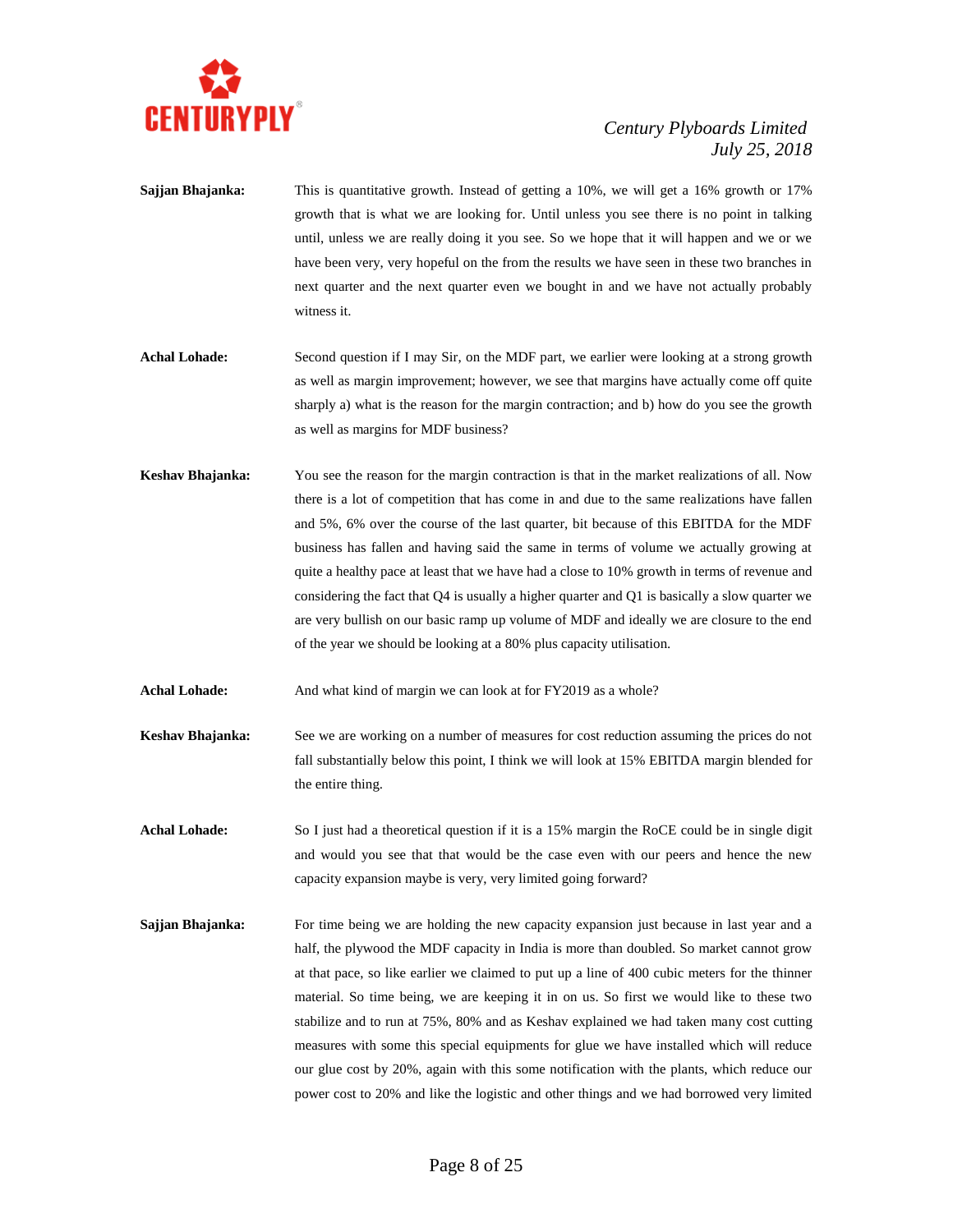**Sajjan Bhajanka:** This is quantitative growth. Instead of getting a 10%, we will get a 16% growth or 17% growth that is what we are looking for. Until unless you see there is no point in talking until, unless we are really doing it you see. So we hope that it will happen and we or we have been very, very hopeful on the from the results we have seen in these two branches in next quarter and the next quarter even we bought in and we have not actually probably witness it.

**Achal Lohade:** Second question if I may Sir, on the MDF part, we earlier were looking at a strong growth as well as margin improvement; however, we see that margins have actually come off quite sharply a) what is the reason for the margin contraction; and b) how do you see the growth as well as margins for MDF business?

**Keshav Bhajanka:** You see the reason for the margin contraction is that in the market realizations of all. Now there is a lot of competition that has come in and due to the same realizations have fallen and 5%, 6% over the course of the last quarter, bit because of this EBITDA for the MDF business has fallen and having said the same in terms of volume we actually growing at quite a healthy pace at least that we have had a close to 10% growth in terms of revenue and considering the fact that Q4 is usually a higher quarter and Q1 is basically a slow quarter we are very bullish on our basic ramp up volume of MDF and ideally we are closure to the end of the year we should be looking at a 80% plus capacity utilisation.

**Achal Lohade:** And what kind of margin we can look at for FY2019 as a whole?

**Keshav Bhajanka:** See we are working on a number of measures for cost reduction assuming the prices do not fall substantially below this point, I think we will look at 15% EBITDA margin blended for the entire thing.

**Achal Lohade:** So I just had a theoretical question if it is a 15% margin the RoCE could be in single digit and would you see that that would be the case even with our peers and hence the new capacity expansion maybe is very, very limited going forward?

**Sajjan Bhajanka:** For time being we are holding the new capacity expansion just because in last year and a half, the plywood the MDF capacity in India is more than doubled. So market cannot grow at that pace, so like earlier we claimed to put up a line of 400 cubic meters for the thinner material. So time being, we are keeping it in on us. So first we would like to these two stabilize and to run at 75%, 80% and as Keshav explained we had taken many cost cutting measures with some this special equipments for glue we have installed which will reduce our glue cost by 20%, again with this some notification with the plants, which reduce our power cost to 20% and like the logistic and other things and we had borrowed very limited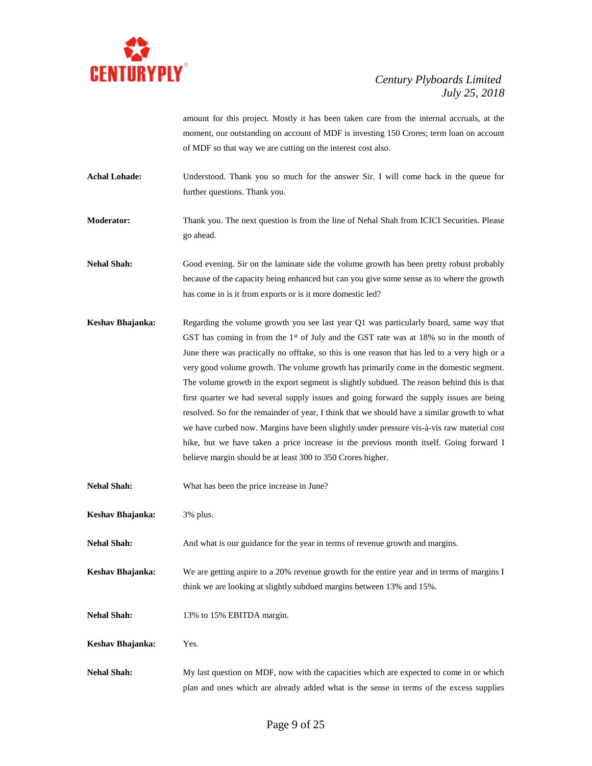amount for this project. Mostly it has been taken care from the internal accruals, at the moment, our outstanding on account of MDF is investing 150 Crores; term loan on account of MDF so that way we are cutting on the interest cost also.

**Achal Lohade:** Understood. Thank you so much for the answer Sir. I will come back in the queue for further questions. Thank you.

**Moderator:** Thank you. The next question is from the line of Nehal Shah from ICICI Securities. Please go ahead.

**Nehal Shah:** Good evening. Sir on the laminate side the volume growth has been pretty robust probably because of the capacity being enhanced but can you give some sense as to where the growth has come in is it from exports or is it more domestic led?

**Keshav Bhajanka:** Regarding the volume growth you see last year Q1 was particularly board, same way that GST has coming in from the 1st of July and the GST rate was at 18% so in the month of June there was practically no offtake, so this is one reason that has led to a very high or a very good volume growth. The volume growth has primarily come in the domestic segment. The volume growth in the export segment is slightly subdued. The reason behind this is that first quarter we had several supply issues and going forward the supply issues are being resolved. So for the remainder of year, I think that we should have a similar growth to what we have curbed now. Margins have been slightly under pressure vis-à-vis raw material cost hike, but we have taken a price increase in the previous month itself. Going forward I believe margin should be at least 300 to 350 Crores higher.

**Nehal Shah:** What has been the price increase in June?

**Keshav Bhajanka:** 3% plus.

**Nehal Shah:** And what is our guidance for the year in terms of revenue growth and margins.

**Keshav Bhajanka:** We are getting aspire to a 20% revenue growth for the entire year and in terms of margins I think we are looking at slightly subdued margins between 13% and 15%.

**Nehal Shah:** 13% to 15% EBITDA margin.

**Keshav Bhajanka:** Yes.

**Nehal Shah:** My last question on MDF, now with the capacities which are expected to come in or which plan and ones which are already added what is the sense in terms of the excess supplies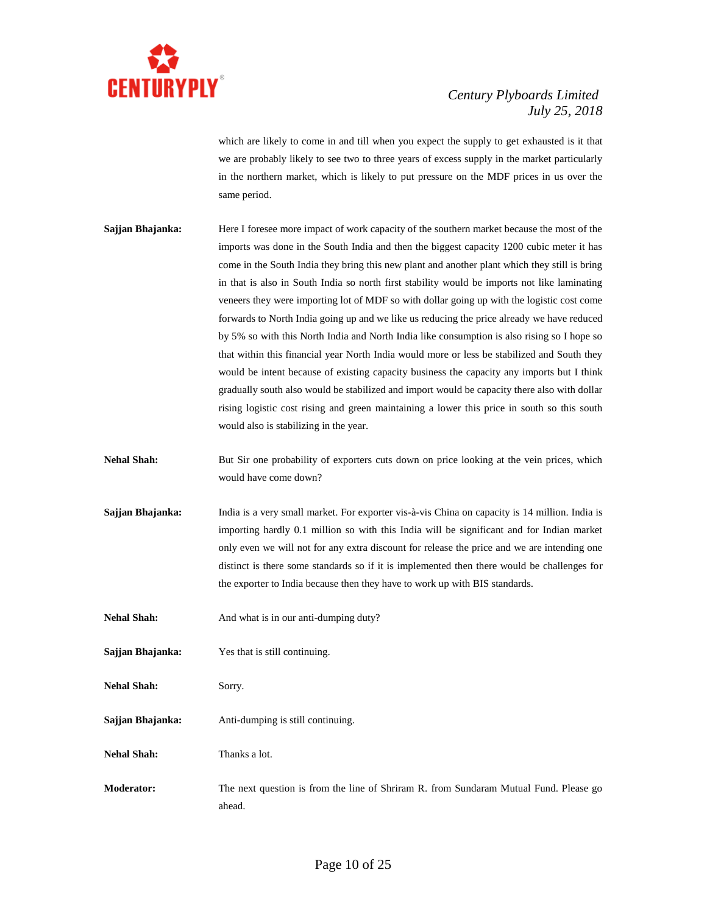which are likely to come in and till when you expect the supply to get exhausted is it that we are probably likely to see two to three years of excess supply in the market particularly in the northern market, which is likely to put pressure on the MDF prices in us over the same period.

**Sajjan Bhajanka:** Here I foresee more impact of work capacity of the southern market because the most of the imports was done in the South India and then the biggest capacity 1200 cubic meter it has come in the South India they bring this new plant and another plant which they still is bring in that is also in South India so north first stability would be imports not like laminating veneers they were importing lot of MDF so with dollar going up with the logistic cost come forwards to North India going up and we like us reducing the price already we have reduced by 5% so with this North India and North India like consumption is also rising so I hope so that within this financial year North India would more or less be stabilized and South they would be intent because of existing capacity business the capacity any imports but I think gradually south also would be stabilized and import would be capacity there also with dollar rising logistic cost rising and green maintaining a lower this price in south so this south would also is stabilizing in the year.

**Nehal Shah:** But Sir one probability of exporters cuts down on price looking at the vein prices, which would have come down?

**Sajjan Bhajanka:** India is a very small market. For exporter vis-à-vis China on capacity is 14 million. India is importing hardly 0.1 million so with this India will be significant and for Indian market only even we will not for any extra discount for release the price and we are intending one distinct is there some standards so if it is implemented then there would be challenges for the exporter to India because then they have to work up with BIS standards.

**Nehal Shah:** And what is in our anti-dumping duty?

**Sajjan Bhajanka:** Yes that is still continuing.

**Nehal Shah:** Sorry.

**Sajjan Bhajanka:** Anti-dumping is still continuing.

**Nehal Shah:** Thanks a lot.

**Moderator:** The next question is from the line of Shriram R. from Sundaram Mutual Fund. Please go ahead.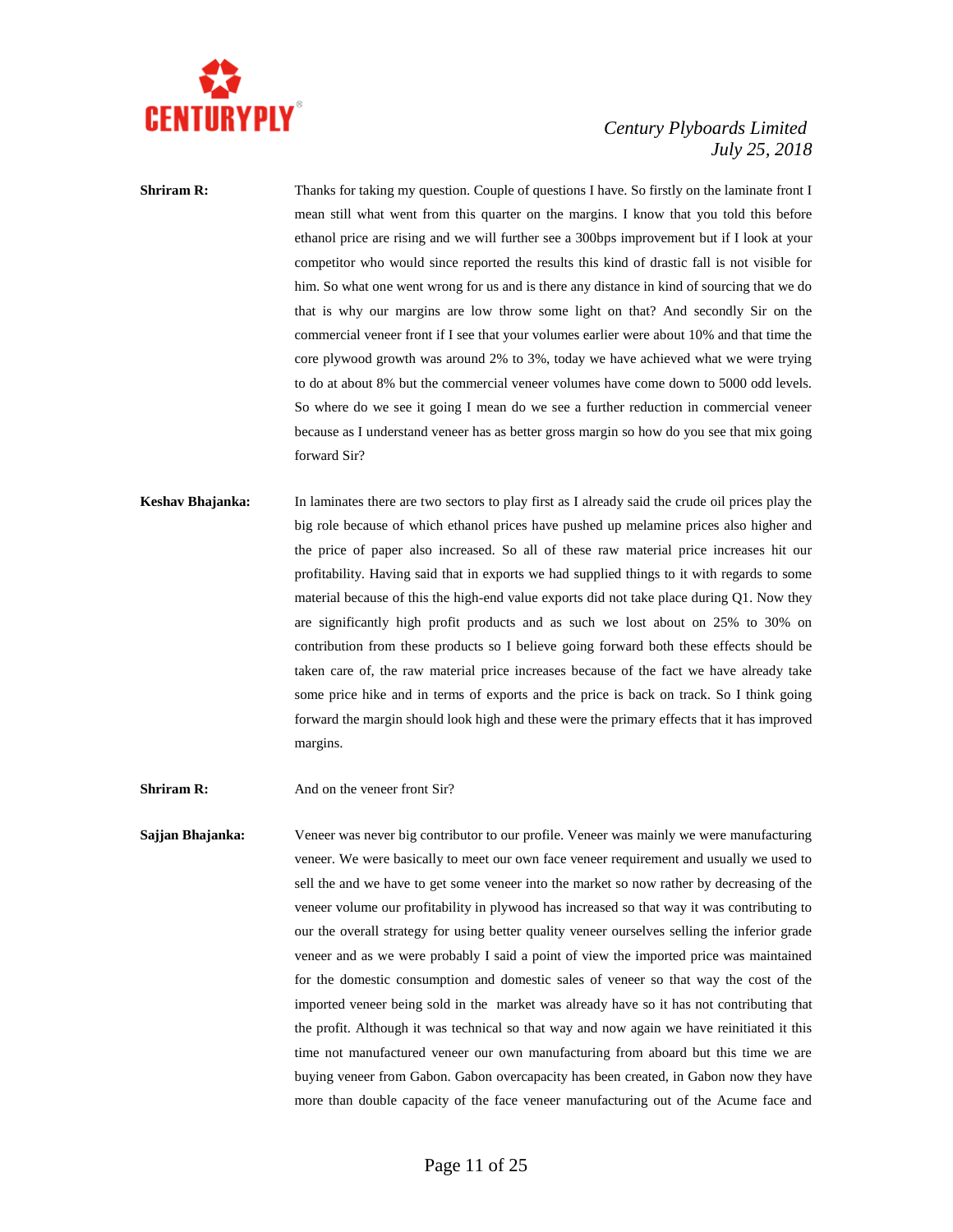**Shriram R:** Thanks for taking my question. Couple of questions I have. So firstly on the laminate front I mean still what went from this quarter on the margins. I know that you told this before ethanol price are rising and we will further see a 300bps improvement but if I look at your competitor who would since reported the results this kind of drastic fall is not visible for him. So what one went wrong for us and is there any distance in kind of sourcing that we do that is why our margins are low throw some light on that? And secondly Sir on the commercial veneer front if I see that your volumes earlier were about 10% and that time the core plywood growth was around 2% to 3%, today we have achieved what we were trying to do at about 8% but the commercial veneer volumes have come down to 5000 odd levels. So where do we see it going I mean do we see a further reduction in commercial veneer because as I understand veneer has as better gross margin so how do you see that mix going forward Sir?

**Keshav Bhajanka:** In laminates there are two sectors to play first as I already said the crude oil prices play the big role because of which ethanol prices have pushed up melamine prices also higher and the price of paper also increased. So all of these raw material price increases hit our profitability. Having said that in exports we had supplied things to it with regards to some material because of this the high-end value exports did not take place during Q1. Now they are significantly high profit products and as such we lost about on 25% to 30% on contribution from these products so I believe going forward both these effects should be taken care of, the raw material price increases because of the fact we have already take some price hike and in terms of exports and the price is back on track. So I think going forward the margin should look high and these were the primary effects that it has improved margins.

**Shriram R:** And on the veneer front Sir?

**Sajjan Bhajanka:** Veneer was never big contributor to our profile. Veneer was mainly we were manufacturing veneer. We were basically to meet our own face veneer requirement and usually we used to sell the and we have to get some veneer into the market so now rather by decreasing of the veneer volume our profitability in plywood has increased so that way it was contributing to our the overall strategy for using better quality veneer ourselves selling the inferior grade veneer and as we were probably I said a point of view the imported price was maintained for the domestic consumption and domestic sales of veneer so that way the cost of the imported veneer being sold in the market was already have so it has not contributing that the profit. Although it was technical so that way and now again we have reinitiated it this time not manufactured veneer our own manufacturing from aboard but this time we are buying veneer from Gabon. Gabon overcapacity has been created, in Gabon now they have more than double capacity of the face veneer manufacturing out of the Acume face and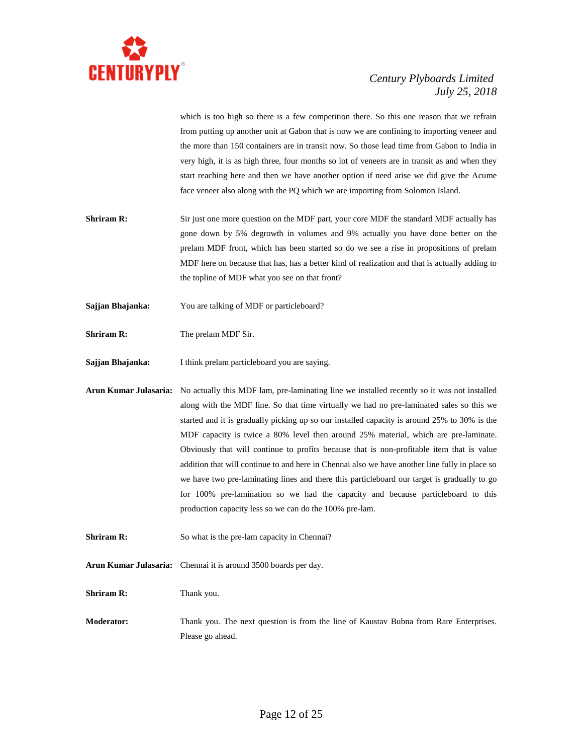which is too high so there is a few competition there. So this one reason that we refrain from putting up another unit at Gabon that is now we are confining to importing veneer and the more than 150 containers are in transit now. So those lead time from Gabon to India in very high, it is as high three, four months so lot of veneers are in transit as and when they start reaching here and then we have another option if need arise we did give the Acume face veneer also along with the PQ which we are importing from Solomon Island.

**Shriram R:** Sir just one more question on the MDF part, your core MDF the standard MDF actually has gone down by 5% degrowth in volumes and 9% actually you have done better on the prelam MDF front, which has been started so do we see a rise in propositions of prelam MDF here on because that has, has a better kind of realization and that is actually adding to the topline of MDF what you see on that front?

**Sajjan Bhajanka:** You are talking of MDF or particleboard?

**Shriram R:** The prelam MDF Sir.

**Sajjan Bhajanka:** I think prelam particleboard you are saying.

**Arun Kumar Julasaria:** No actually this MDF lam, pre-laminating line we installed recently so it was not installed along with the MDF line. So that time virtually we had no pre-laminated sales so this we started and it is gradually picking up so our installed capacity is around 25% to 30% is the MDF capacity is twice a 80% level then around 25% material, which are pre-laminate. Obviously that will continue to profits because that is non-profitable item that is value addition that will continue to and here in Chennai also we have another line fully in place so we have two pre-laminating lines and there this particleboard our target is gradually to go for 100% pre-lamination so we had the capacity and because particleboard to this production capacity less so we can do the 100% pre-lam.

**Shriram R:** So what is the pre-lam capacity in Chennai?

**Arun Kumar Julasaria:** Chennai it is around 3500 boards per day.

**Shriram R:** Thank you.

**Moderator:** Thank you. The next question is from the line of Kaustav Bubna from Rare Enterprises. Please go ahead.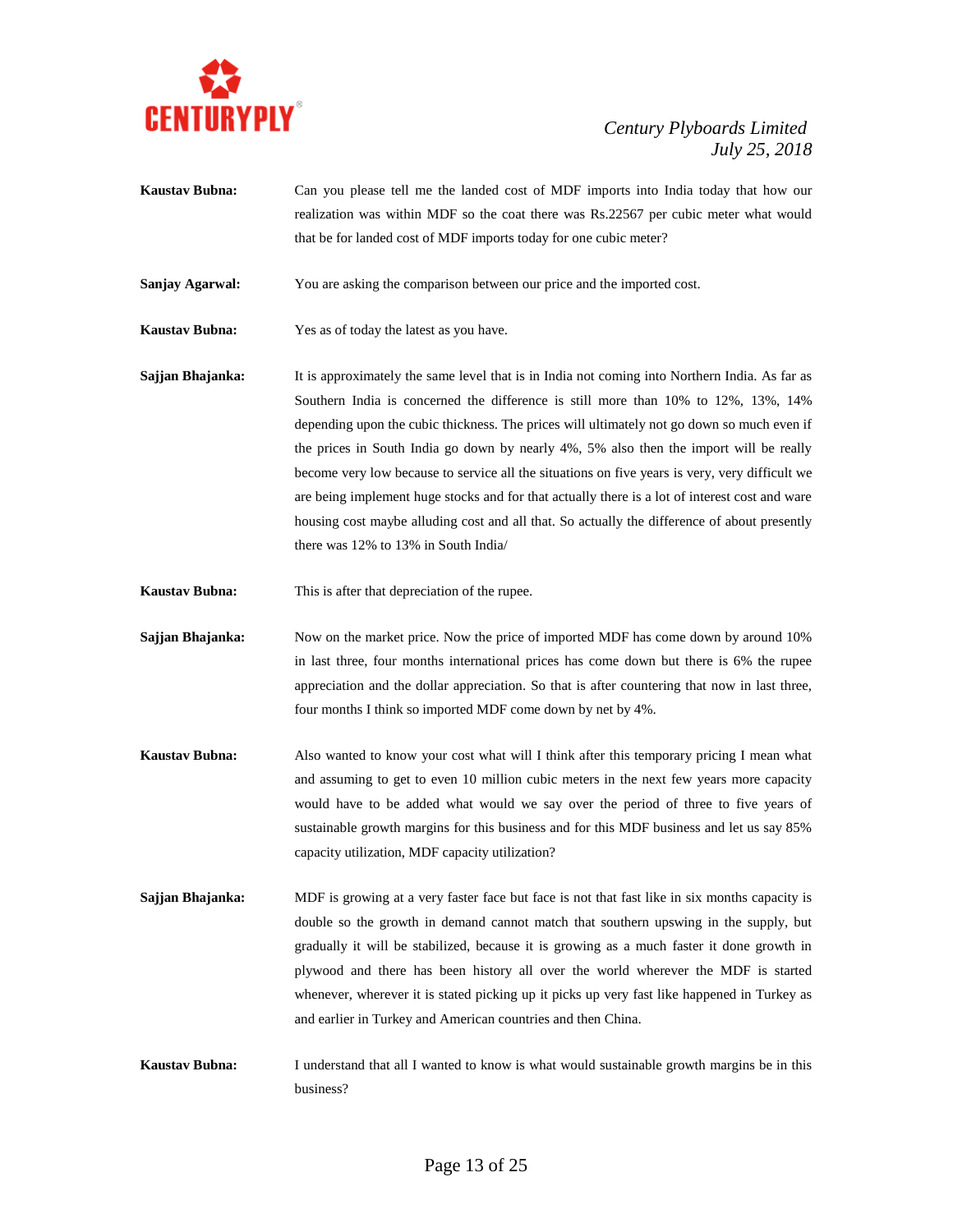**Kaustav Bubna:** Can you please tell me the landed cost of MDF imports into India today that how our realization was within MDF so the coat there was Rs.22567 per cubic meter what would that be for landed cost of MDF imports today for one cubic meter?

**Sanjay Agarwal:** You are asking the comparison between our price and the imported cost.

**Kaustav Bubna:** Yes as of today the latest as you have.

**Sajjan Bhajanka:** It is approximately the same level that is in India not coming into Northern India. As far as Southern India is concerned the difference is still more than 10% to 12%, 13%, 14% depending upon the cubic thickness. The prices will ultimately not go down so much even if the prices in South India go down by nearly 4%, 5% also then the import will be really become very low because to service all the situations on five years is very, very difficult we are being implement huge stocks and for that actually there is a lot of interest cost and ware housing cost maybe alluding cost and all that. So actually the difference of about presently there was 12% to 13% in South India/

**Kaustav Bubna:** This is after that depreciation of the rupee.

**Sajjan Bhajanka:** Now on the market price. Now the price of imported MDF has come down by around 10% in last three, four months international prices has come down but there is 6% the rupee appreciation and the dollar appreciation. So that is after countering that now in last three, four months I think so imported MDF come down by net by 4%.

**Kaustav Bubna:** Also wanted to know your cost what will I think after this temporary pricing I mean what and assuming to get to even 10 million cubic meters in the next few years more capacity would have to be added what would we say over the period of three to five years of sustainable growth margins for this business and for this MDF business and let us say 85% capacity utilization, MDF capacity utilization?

**Sajjan Bhajanka:** MDF is growing at a very faster face but face is not that fast like in six months capacity is double so the growth in demand cannot match that southern upswing in the supply, but gradually it will be stabilized, because it is growing as a much faster it done growth in plywood and there has been history all over the world wherever the MDF is started whenever, wherever it is stated picking up it picks up very fast like happened in Turkey as and earlier in Turkey and American countries and then China.

**Kaustav Bubna:** I understand that all I wanted to know is what would sustainable growth margins be in this business?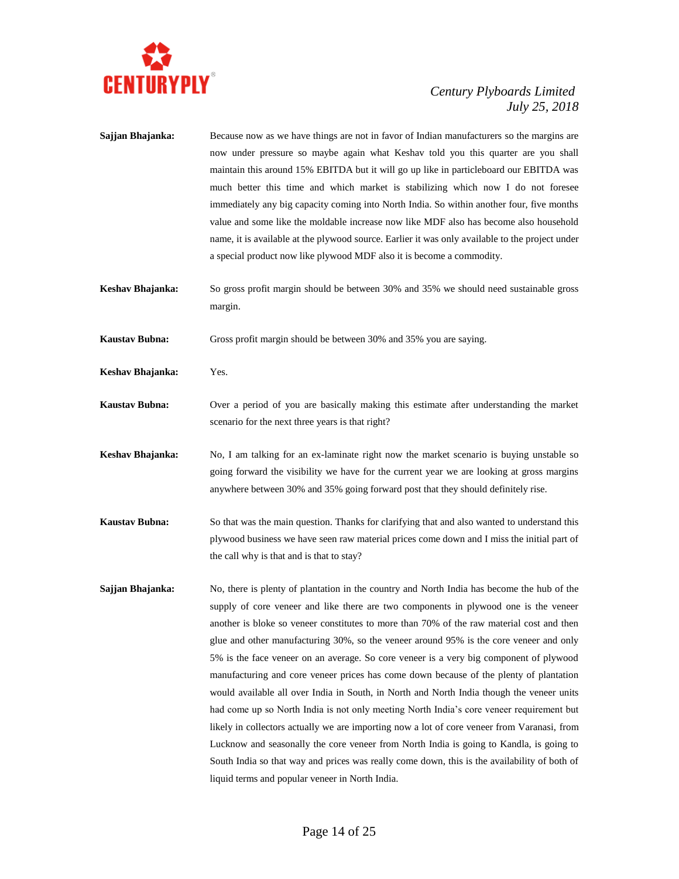**Sajjan Bhajanka:** Because now as we have things are not in favor of Indian manufacturers so the margins are now under pressure so maybe again what Keshav told you this quarter are you shall maintain this around 15% EBITDA but it will go up like in particleboard our EBITDA was much better this time and which market is stabilizing which now I do not foresee immediately any big capacity coming into North India. So within another four, five months value and some like the moldable increase now like MDF also has become also household name, it is available at the plywood source. Earlier it was only available to the project under a special product now like plywood MDF also it is become a commodity.

**Keshav Bhajanka:** So gross profit margin should be between 30% and 35% we should need sustainable gross margin.

**Kaustav Bubna:** Gross profit margin should be between 30% and 35% you are saying.

**Keshav Bhajanka:** Yes.

**Kaustav Bubna:** Over a period of you are basically making this estimate after understanding the market scenario for the next three years is that right?

**Keshav Bhajanka:** No, I am talking for an ex-laminate right now the market scenario is buying unstable so going forward the visibility we have for the current year we are looking at gross margins anywhere between 30% and 35% going forward post that they should definitely rise.

**Kaustav Bubna:** So that was the main question. Thanks for clarifying that and also wanted to understand this plywood business we have seen raw material prices come down and I miss the initial part of the call why is that and is that to stay?

**Sajjan Bhajanka:** No, there is plenty of plantation in the country and North India has become the hub of the supply of core veneer and like there are two components in plywood one is the veneer another is bloke so veneer constitutes to more than 70% of the raw material cost and then glue and other manufacturing 30%, so the veneer around 95% is the core veneer and only 5% is the face veneer on an average. So core veneer is a very big component of plywood manufacturing and core veneer prices has come down because of the plenty of plantation would available all over India in South, in North and North India though the veneer units had come up so North India is not only meeting North India's core veneer requirement but likely in collectors actually we are importing now a lot of core veneer from Varanasi, from Lucknow and seasonally the core veneer from North India is going to Kandla, is going to South India so that way and prices was really come down, this is the availability of both of liquid terms and popular veneer in North India.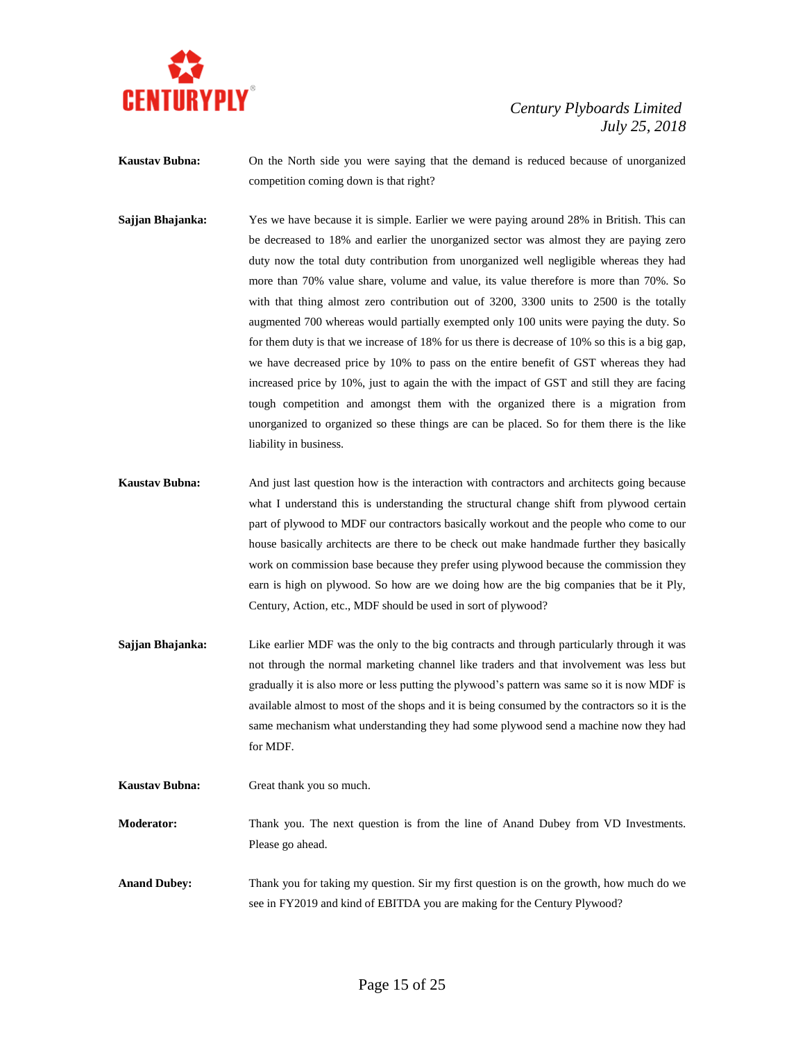**Kaustav Bubna:** On the North side you were saying that the demand is reduced because of unorganized competition coming down is that right?

**Sajjan Bhajanka:** Yes we have because it is simple. Earlier we were paying around 28% in British. This can be decreased to 18% and earlier the unorganized sector was almost they are paying zero duty now the total duty contribution from unorganized well negligible whereas they had more than 70% value share, volume and value, its value therefore is more than 70%. So with that thing almost zero contribution out of 3200, 3300 units to 2500 is the totally augmented 700 whereas would partially exempted only 100 units were paying the duty. So for them duty is that we increase of 18% for us there is decrease of 10% so this is a big gap, we have decreased price by 10% to pass on the entire benefit of GST whereas they had increased price by 10%, just to again the with the impact of GST and still they are facing tough competition and amongst them with the organized there is a migration from unorganized to organized so these things are can be placed. So for them there is the like liability in business.

**Kaustav Bubna:** And just last question how is the interaction with contractors and architects going because what I understand this is understanding the structural change shift from plywood certain part of plywood to MDF our contractors basically workout and the people who come to our house basically architects are there to be check out make handmade further they basically work on commission base because they prefer using plywood because the commission they earn is high on plywood. So how are we doing how are the big companies that be it Ply, Century, Action, etc., MDF should be used in sort of plywood?

**Sajjan Bhajanka:** Like earlier MDF was the only to the big contracts and through particularly through it was not through the normal marketing channel like traders and that involvement was less but gradually it is also more or less putting the plywood's pattern was same so it is now MDF is available almost to most of the shops and it is being consumed by the contractors so it is the same mechanism what understanding they had some plywood send a machine now they had for MDF.

**Kaustav Bubna:** Great thank you so much.

**Moderator:** Thank you. The next question is from the line of Anand Dubey from VD Investments. Please go ahead.

**Anand Dubey:** Thank you for taking my question. Sir my first question is on the growth, how much do we see in FY2019 and kind of EBITDA you are making for the Century Plywood?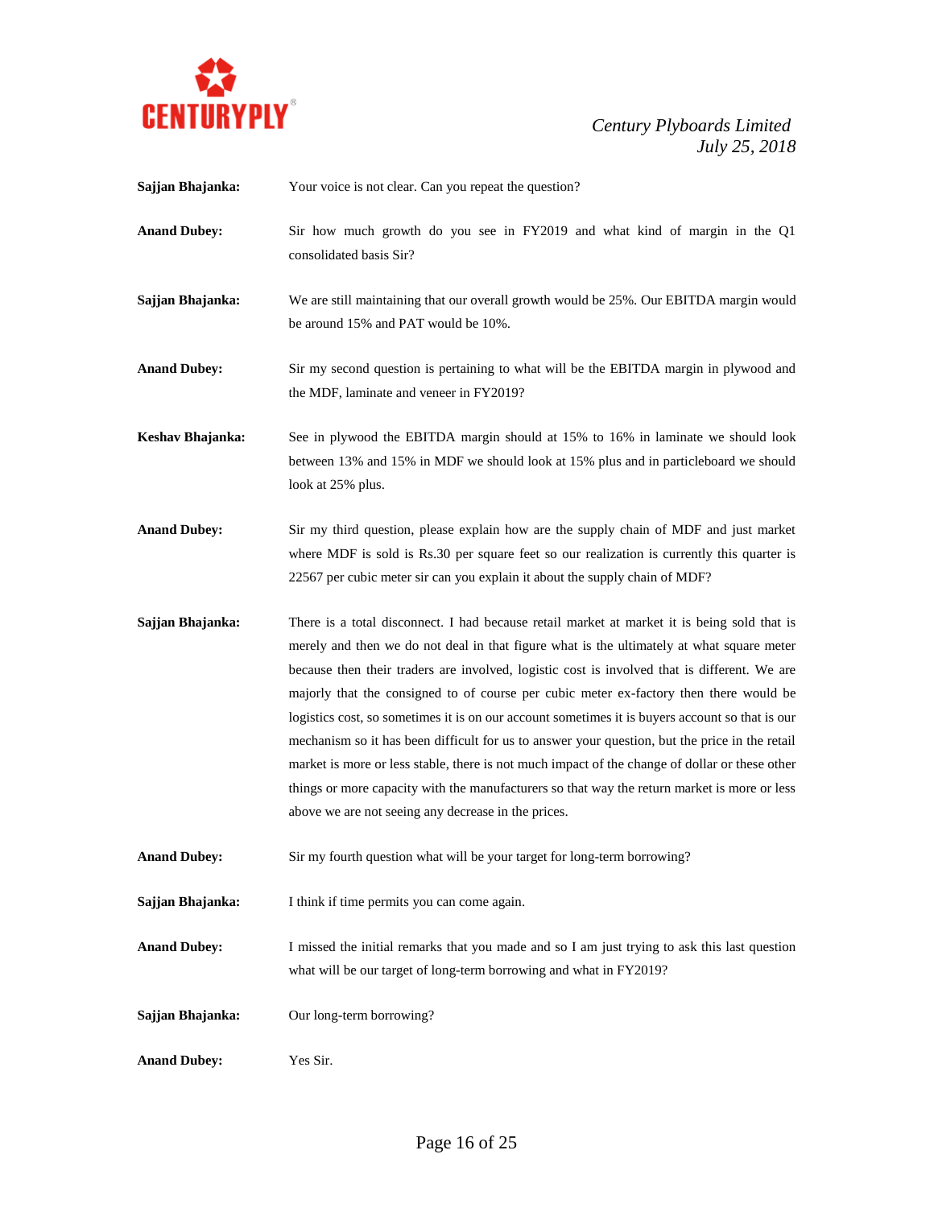**Sajjan Bhajanka:** Your voice is not clear. Can you repeat the question?

**Anand Dubey:** Sir how much growth do you see in FY2019 and what kind of margin in the Q1 consolidated basis Sir?

**Sajjan Bhajanka:** We are still maintaining that our overall growth would be 25%. Our EBITDA margin would be around 15% and PAT would be 10%.

**Anand Dubey:** Sir my second question is pertaining to what will be the EBITDA margin in plywood and the MDF, laminate and veneer in FY2019?

**Keshav Bhajanka:** See in plywood the EBITDA margin should at 15% to 16% in laminate we should look between 13% and 15% in MDF we should look at 15% plus and in particleboard we should look at 25% plus.

**Anand Dubey:** Sir my third question, please explain how are the supply chain of MDF and just market where MDF is sold is Rs.30 per square feet so our realization is currently this quarter is 22567 per cubic meter sir can you explain it about the supply chain of MDF?

**Sajjan Bhajanka:** There is a total disconnect. I had because retail market at market it is being sold that is merely and then we do not deal in that figure what is the ultimately at what square meter because then their traders are involved, logistic cost is involved that is different. We are majorly that the consigned to of course per cubic meter ex-factory then there would be logistics cost, so sometimes it is on our account sometimes it is buyers account so that is our mechanism so it has been difficult for us to answer your question, but the price in the retail market is more or less stable, there is not much impact of the change of dollar or these other things or more capacity with the manufacturers so that way the return market is more or less above we are not seeing any decrease in the prices.

**Anand Dubey:** Sir my fourth question what will be your target for long-term borrowing?

**Sajjan Bhajanka:** I think if time permits you can come again.

**Anand Dubey:** I missed the initial remarks that you made and so I am just trying to ask this last question what will be our target of long-term borrowing and what in FY2019?

**Sajjan Bhajanka:** Our long-term borrowing?

**Anand Dubey:** Yes Sir.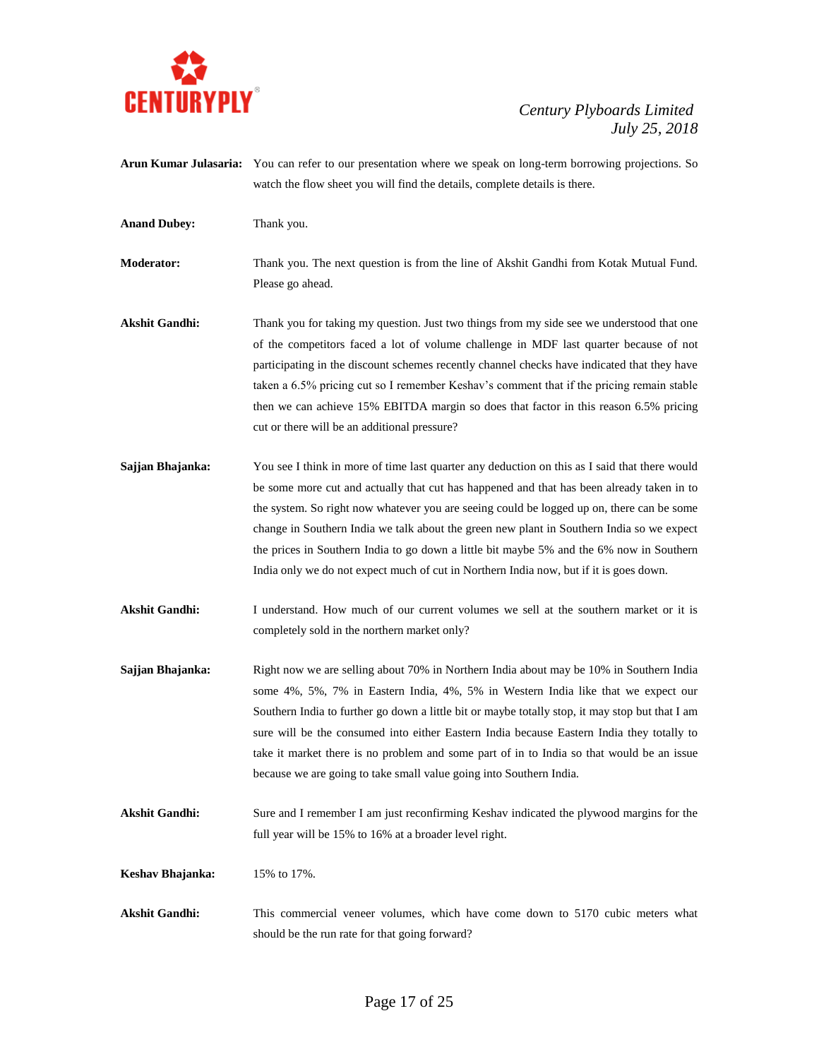**Arun Kumar Julasaria:** You can refer to our presentation where we speak on long-term borrowing projections. So watch the flow sheet you will find the details, complete details is there.

**Anand Dubey:** Thank you.

**Moderator:** Thank you. The next question is from the line of Akshit Gandhi from Kotak Mutual Fund. Please go ahead.

**Akshit Gandhi:** Thank you for taking my question. Just two things from my side see we understood that one of the competitors faced a lot of volume challenge in MDF last quarter because of not participating in the discount schemes recently channel checks have indicated that they have taken a 6.5% pricing cut so I remember Keshav's comment that if the pricing remain stable then we can achieve 15% EBITDA margin so does that factor in this reason 6.5% pricing cut or there will be an additional pressure?

**Sajjan Bhajanka:** You see I think in more of time last quarter any deduction on this as I said that there would be some more cut and actually that cut has happened and that has been already taken in to the system. So right now whatever you are seeing could be logged up on, there can be some change in Southern India we talk about the green new plant in Southern India so we expect the prices in Southern India to go down a little bit maybe 5% and the 6% now in Southern India only we do not expect much of cut in Northern India now, but if it is goes down.

**Akshit Gandhi:** I understand. How much of our current volumes we sell at the southern market or it is completely sold in the northern market only?

**Sajjan Bhajanka:** Right now we are selling about 70% in Northern India about may be 10% in Southern India some 4%, 5%, 7% in Eastern India, 4%, 5% in Western India like that we expect our Southern India to further go down a little bit or maybe totally stop, it may stop but that I am sure will be the consumed into either Eastern India because Eastern India they totally to take it market there is no problem and some part of in to India so that would be an issue because we are going to take small value going into Southern India.

**Akshit Gandhi:** Sure and I remember I am just reconfirming Keshav indicated the plywood margins for the full year will be 15% to 16% at a broader level right.

**Keshav Bhajanka:** 15% to 17%.

**Akshit Gandhi:** This commercial veneer volumes, which have come down to 5170 cubic meters what should be the run rate for that going forward?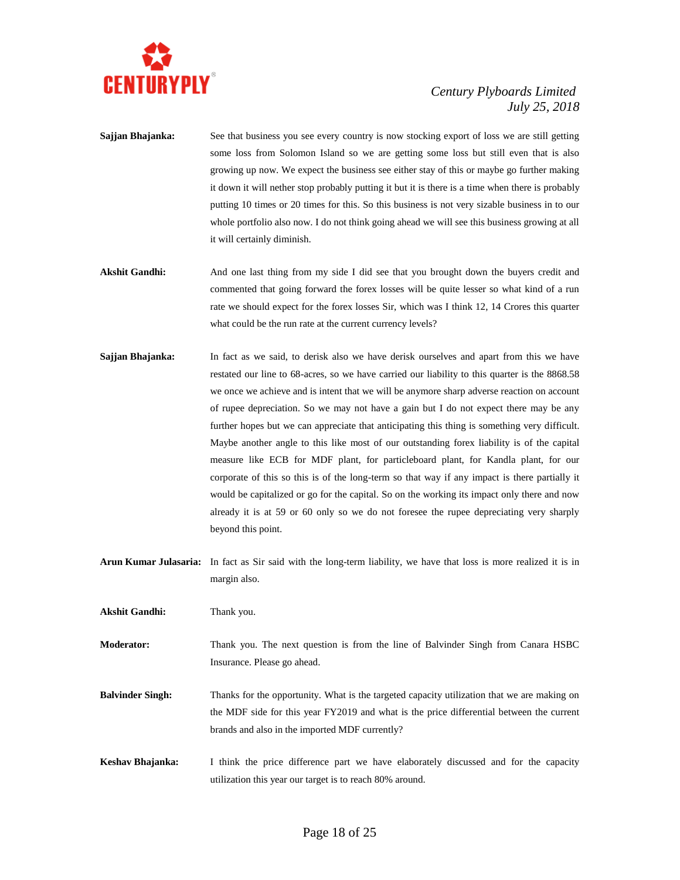**Sajjan Bhajanka:** See that business you see every country is now stocking export of loss we are still getting some loss from Solomon Island so we are getting some loss but still even that is also growing up now. We expect the business see either stay of this or maybe go further making it down it will nether stop probably putting it but it is there is a time when there is probably putting 10 times or 20 times for this. So this business is not very sizable business in to our whole portfolio also now. I do not think going ahead we will see this business growing at all it will certainly diminish.

**Akshit Gandhi:** And one last thing from my side I did see that you brought down the buyers credit and commented that going forward the forex losses will be quite lesser so what kind of a run rate we should expect for the forex losses Sir, which was I think 12, 14 Crores this quarter what could be the run rate at the current currency levels?

**Sajjan Bhajanka:** In fact as we said, to derisk also we have derisk ourselves and apart from this we have restated our line to 68-acres, so we have carried our liability to this quarter is the 8868.58 we once we achieve and is intent that we will be anymore sharp adverse reaction on account of rupee depreciation. So we may not have a gain but I do not expect there may be any further hopes but we can appreciate that anticipating this thing is something very difficult. Maybe another angle to this like most of our outstanding forex liability is of the capital measure like ECB for MDF plant, for particleboard plant, for Kandla plant, for our corporate of this so this is of the long-term so that way if any impact is there partially it would be capitalized or go for the capital. So on the working its impact only there and now already it is at 59 or 60 only so we do not foresee the rupee depreciating very sharply beyond this point.

**Arun Kumar Julasaria:** In fact as Sir said with the long-term liability, we have that loss is more realized it is in margin also.

**Akshit Gandhi:** Thank you.

**Moderator:** Thank you. The next question is from the line of Balvinder Singh from Canara HSBC Insurance. Please go ahead.

**Balvinder Singh:** Thanks for the opportunity. What is the targeted capacity utilization that we are making on the MDF side for this year FY2019 and what is the price differential between the current brands and also in the imported MDF currently?

**Keshav Bhajanka:** I think the price difference part we have elaborately discussed and for the capacity utilization this year our target is to reach 80% around.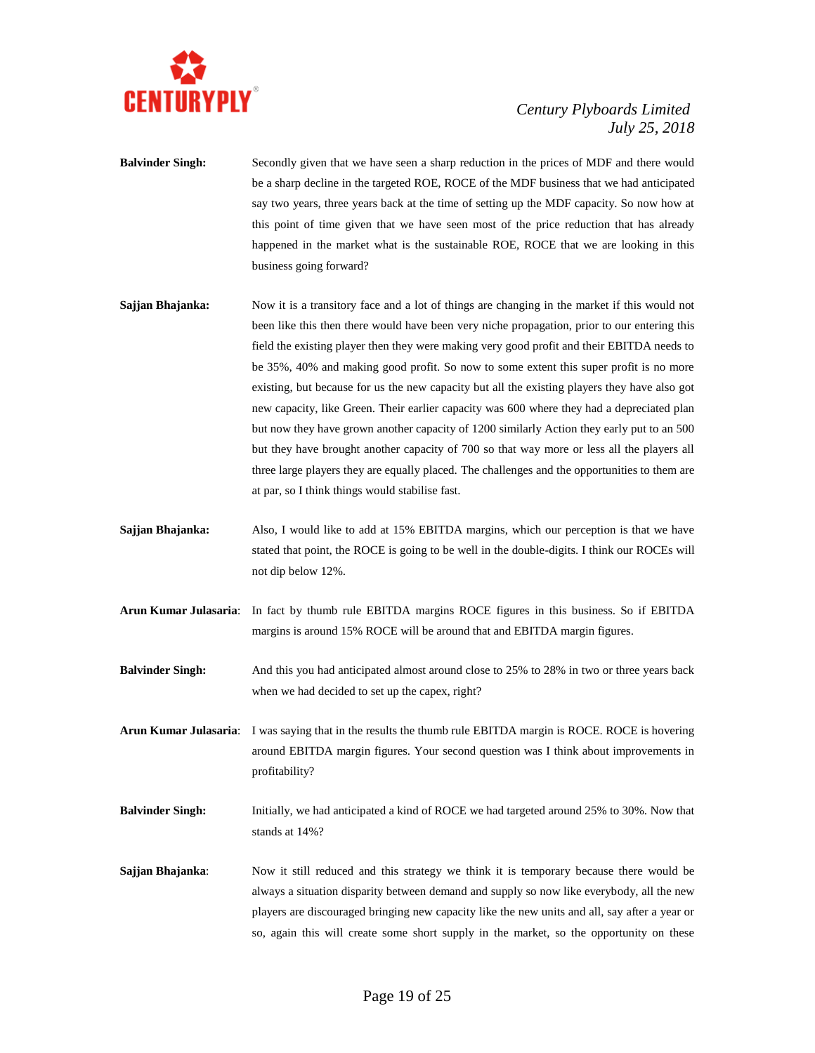**Balvinder Singh:** Secondly given that we have seen a sharp reduction in the prices of MDF and there would be a sharp decline in the targeted ROE, ROCE of the MDF business that we had anticipated say two years, three years back at the time of setting up the MDF capacity. So now how at this point of time given that we have seen most of the price reduction that has already happened in the market what is the sustainable ROE, ROCE that we are looking in this business going forward?

**Sajjan Bhajanka:** Now it is a transitory face and a lot of things are changing in the market if this would not been like this then there would have been very niche propagation, prior to our entering this field the existing player then they were making very good profit and their EBITDA needs to be 35%, 40% and making good profit. So now to some extent this super profit is no more existing, but because for us the new capacity but all the existing players they have also got new capacity, like Green. Their earlier capacity was 600 where they had a depreciated plan but now they have grown another capacity of 1200 similarly Action they early put to an 500 but they have brought another capacity of 700 so that way more or less all the players all three large players they are equally placed. The challenges and the opportunities to them are at par, so I think things would stabilise fast.

**Sajjan Bhajanka:** Also, I would like to add at 15% EBITDA margins, which our perception is that we have stated that point, the ROCE is going to be well in the double-digits. I think our ROCEs will not dip below 12%.

**Arun Kumar Julasaria**: In fact by thumb rule EBITDA margins ROCE figures in this business. So if EBITDA margins is around 15% ROCE will be around that and EBITDA margin figures.

**Balvinder Singh:** And this you had anticipated almost around close to 25% to 28% in two or three years back when we had decided to set up the capex, right?

**Arun Kumar Julasaria**: I was saying that in the results the thumb rule EBITDA margin is ROCE. ROCE is hovering around EBITDA margin figures. Your second question was I think about improvements in profitability?

**Balvinder Singh:** Initially, we had anticipated a kind of ROCE we had targeted around 25% to 30%. Now that stands at 14%?

**Sajjan Bhajanka**: Now it still reduced and this strategy we think it is temporary because there would be always a situation disparity between demand and supply so now like everybody, all the new players are discouraged bringing new capacity like the new units and all, say after a year or so, again this will create some short supply in the market, so the opportunity on these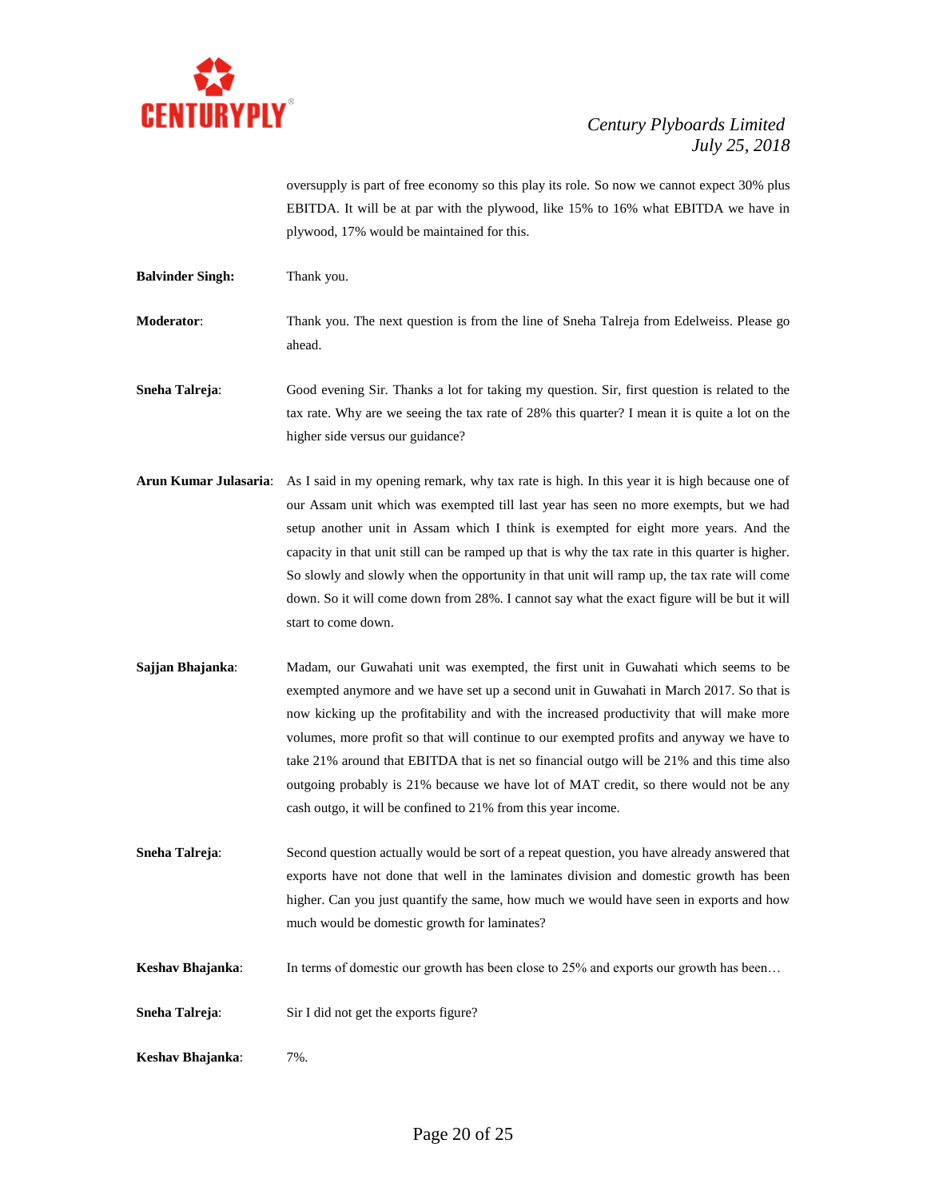oversupply is part of free economy so this play its role. So now we cannot expect 30% plus EBITDA. It will be at par with the plywood, like 15% to 16% what EBITDA we have in plywood, 17% would be maintained for this.

**Balvinder Singh:** Thank you.

**Moderator**: Thank you. The next question is from the line of Sneha Talreja from Edelweiss. Please go ahead.

**Sneha Talreja**: Good evening Sir. Thanks a lot for taking my question. Sir, first question is related to the tax rate. Why are we seeing the tax rate of 28% this quarter? I mean it is quite a lot on the higher side versus our guidance?

**Arun Kumar Julasaria**: As I said in my opening remark, why tax rate is high. In this year it is high because one of our Assam unit which was exempted till last year has seen no more exempts, but we had setup another unit in Assam which I think is exempted for eight more years. And the capacity in that unit still can be ramped up that is why the tax rate in this quarter is higher. So slowly and slowly when the opportunity in that unit will ramp up, the tax rate will come down. So it will come down from 28%. I cannot say what the exact figure will be but it will start to come down.

**Sajjan Bhajanka**: Madam, our Guwahati unit was exempted, the first unit in Guwahati which seems to be exempted anymore and we have set up a second unit in Guwahati in March 2017. So that is now kicking up the profitability and with the increased productivity that will make more volumes, more profit so that will continue to our exempted profits and anyway we have to take 21% around that EBITDA that is net so financial outgo will be 21% and this time also outgoing probably is 21% because we have lot of MAT credit, so there would not be any cash outgo, it will be confined to 21% from this year income.

**Sneha Talreja**: Second question actually would be sort of a repeat question, you have already answered that exports have not done that well in the laminates division and domestic growth has been higher. Can you just quantify the same, how much we would have seen in exports and how much would be domestic growth for laminates?

**Keshav Bhajanka**: In terms of domestic our growth has been close to 25% and exports our growth has been…

**Sneha Talreja**: Sir I did not get the exports figure?

**Keshav Bhajanka**: 7%.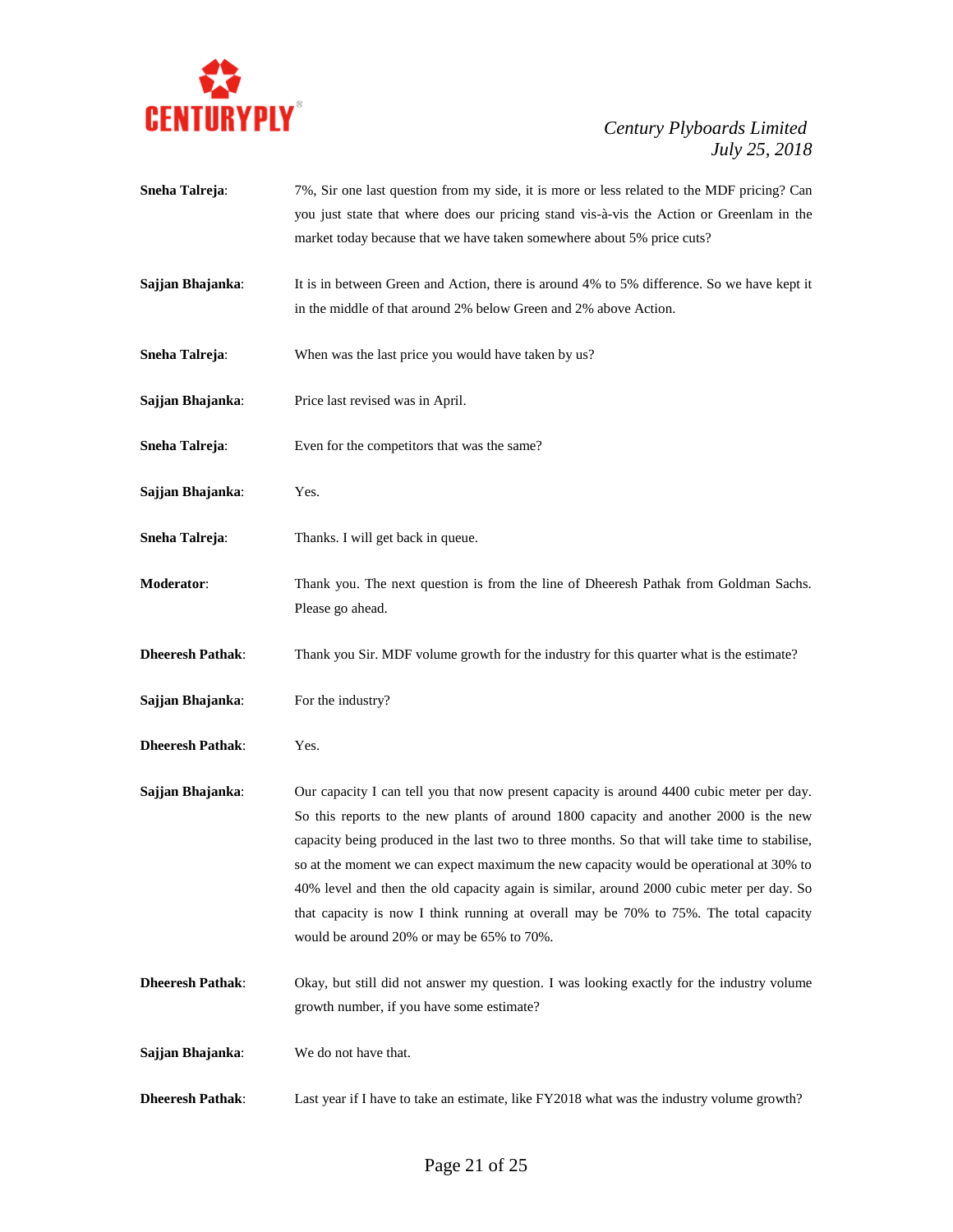**Sneha Talreja**: 7%, Sir one last question from my side, it is more or less related to the MDF pricing? Can you just state that where does our pricing stand vis-à-vis the Action or Greenlam in the market today because that we have taken somewhere about 5% price cuts?

**Sajjan Bhajanka**: It is in between Green and Action, there is around 4% to 5% difference. So we have kept it in the middle of that around 2% below Green and 2% above Action.

**Sneha Talreja**: When was the last price you would have taken by us?

**Sajjan Bhajanka**: Price last revised was in April.

**Sneha Talreja**: Even for the competitors that was the same?

**Sajjan Bhajanka**: Yes.

**Sneha Talreja**: Thanks. I will get back in queue.

**Moderator**: Thank you. The next question is from the line of Dheeresh Pathak from Goldman Sachs. Please go ahead.

**Dheeresh Pathak**: Thank you Sir. MDF volume growth for the industry for this quarter what is the estimate?

**Sajjan Bhajanka**: For the industry?

**Dheeresh Pathak**: Yes.

**Sajjan Bhajanka**: Our capacity I can tell you that now present capacity is around 4400 cubic meter per day. So this reports to the new plants of around 1800 capacity and another 2000 is the new capacity being produced in the last two to three months. So that will take time to stabilise, so at the moment we can expect maximum the new capacity would be operational at 30% to 40% level and then the old capacity again is similar, around 2000 cubic meter per day. So that capacity is now I think running at overall may be 70% to 75%. The total capacity would be around 20% or may be 65% to 70%.

**Dheeresh Pathak**: Okay, but still did not answer my question. I was looking exactly for the industry volume growth number, if you have some estimate?

**Sajjan Bhajanka**: We do not have that.

**Dheeresh Pathak**: Last year if I have to take an estimate, like FY2018 what was the industry volume growth?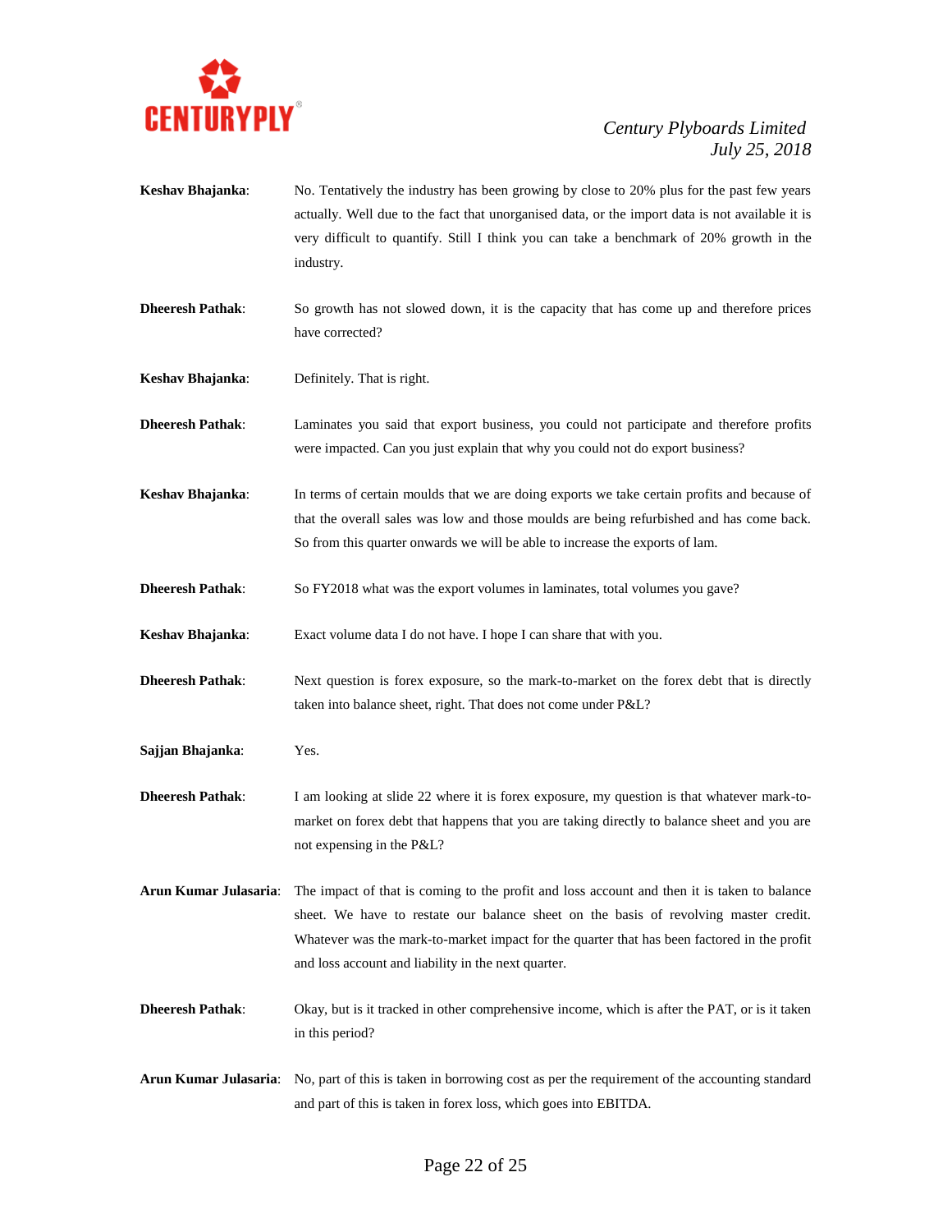**Keshav Bhajanka**: No. Tentatively the industry has been growing by close to 20% plus for the past few years actually. Well due to the fact that unorganised data, or the import data is not available it is very difficult to quantify. Still I think you can take a benchmark of 20% growth in the industry.

**Dheeresh Pathak**: So growth has not slowed down, it is the capacity that has come up and therefore prices have corrected?

**Keshav Bhajanka**: Definitely. That is right.

**Dheeresh Pathak**: Laminates you said that export business, you could not participate and therefore profits were impacted. Can you just explain that why you could not do export business?

**Keshav Bhajanka**: In terms of certain moulds that we are doing exports we take certain profits and because of that the overall sales was low and those moulds are being refurbished and has come back. So from this quarter onwards we will be able to increase the exports of lam.

**Dheeresh Pathak**: So FY2018 what was the export volumes in laminates, total volumes you gave?

**Keshav Bhajanka**: Exact volume data I do not have. I hope I can share that with you.

**Dheeresh Pathak**: Next question is forex exposure, so the mark-to-market on the forex debt that is directly taken into balance sheet, right. That does not come under P&L?

**Sajjan Bhajanka**: Yes.

**Dheeresh Pathak**: I am looking at slide 22 where it is forex exposure, my question is that whatever mark-to-market on forex debt that happens that you are taking directly to balance sheet and you are not expensing in the P&L?

**Arun Kumar Julasaria**: The impact of that is coming to the profit and loss account and then it is taken to balance sheet. We have to restate our balance sheet on the basis of revolving master credit. Whatever was the mark-to-market impact for the quarter that has been factored in the profit and loss account and liability in the next quarter.

**Dheeresh Pathak**: Okay, but is it tracked in other comprehensive income, which is after the PAT, or is it taken in this period?

**Arun Kumar Julasaria**: No, part of this is taken in borrowing cost as per the requirement of the accounting standard and part of this is taken in forex loss, which goes into EBITDA.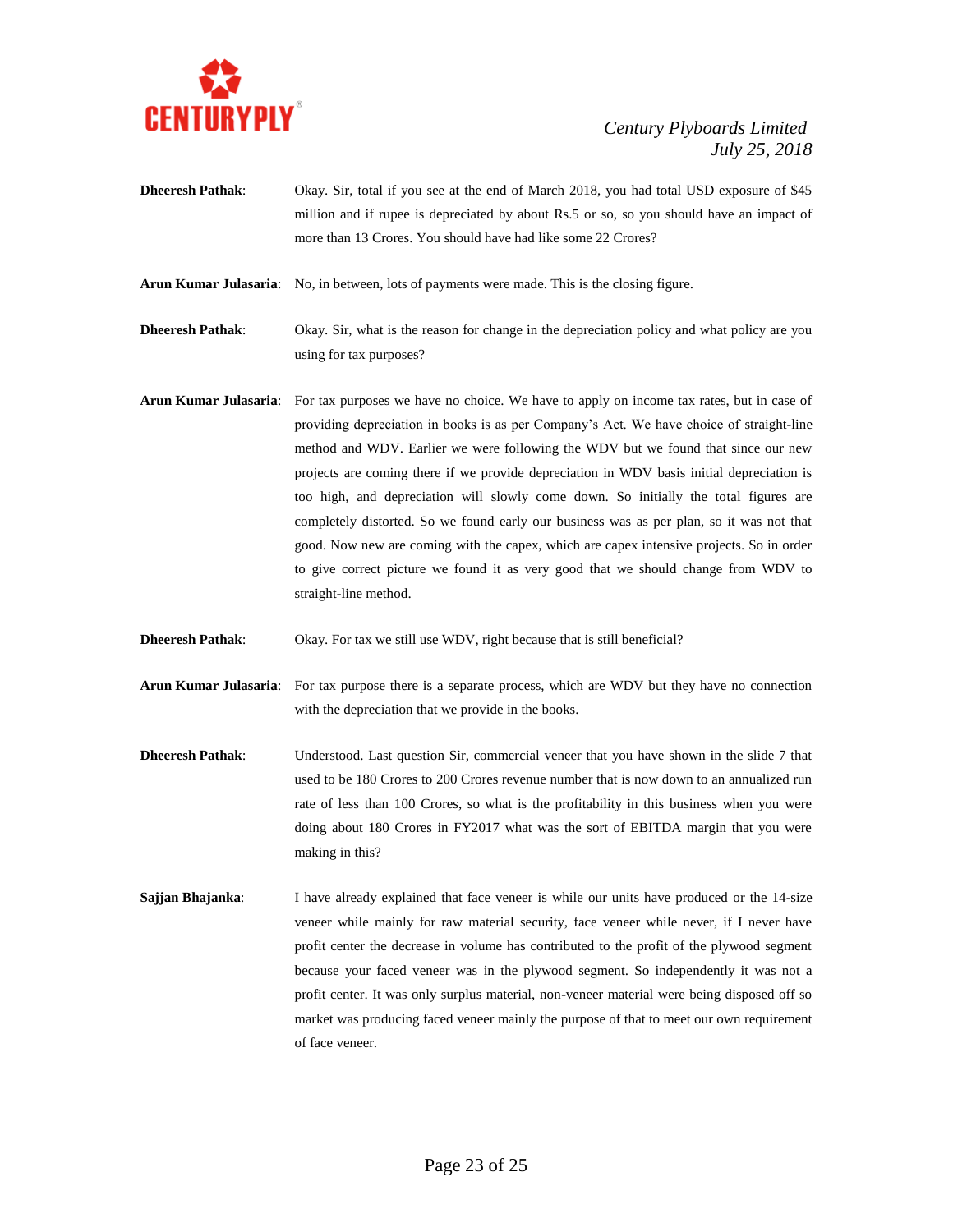**Dheeresh Pathak**: Okay. Sir, total if you see at the end of March 2018, you had total USD exposure of $45 million and if rupee is depreciated by about Rs.5 or so, so you should have an impact of more than 13 Crores. You should have had like some 22 Crores?

**Arun Kumar Julasaria**: No, in between, lots of payments were made. This is the closing figure.

**Dheeresh Pathak**: Okay. Sir, what is the reason for change in the depreciation policy and what policy are you using for tax purposes?

**Arun Kumar Julasaria**: For tax purposes we have no choice. We have to apply on income tax rates, but in case of providing depreciation in books is as per Company's Act. We have choice of straight-line method and WDV. Earlier we were following the WDV but we found that since our new projects are coming there if we provide depreciation in WDV basis initial depreciation is too high, and depreciation will slowly come down. So initially the total figures are completely distorted. So we found early our business was as per plan, so it was not that good. Now new are coming with the capex, which are capex intensive projects. So in order to give correct picture we found it as very good that we should change from WDV to straight-line method.

**Dheeresh Pathak**: Okay. For tax we still use WDV, right because that is still beneficial?

**Arun Kumar Julasaria**: For tax purpose there is a separate process, which are WDV but they have no connection with the depreciation that we provide in the books.

**Dheeresh Pathak**: Understood. Last question Sir, commercial veneer that you have shown in the slide 7 that used to be 180 Crores to 200 Crores revenue number that is now down to an annualized run rate of less than 100 Crores, so what is the profitability in this business when you were doing about 180 Crores in FY2017 what was the sort of EBITDA margin that you were making in this?

**Sajjan Bhajanka**: I have already explained that face veneer is while our units have produced or the 14-size veneer while mainly for raw material security, face veneer while never, if I never have profit center the decrease in volume has contributed to the profit of the plywood segment because your faced veneer was in the plywood segment. So independently it was not a profit center. It was only surplus material, non-veneer material were being disposed off so market was producing faced veneer mainly the purpose of that to meet our own requirement of face veneer.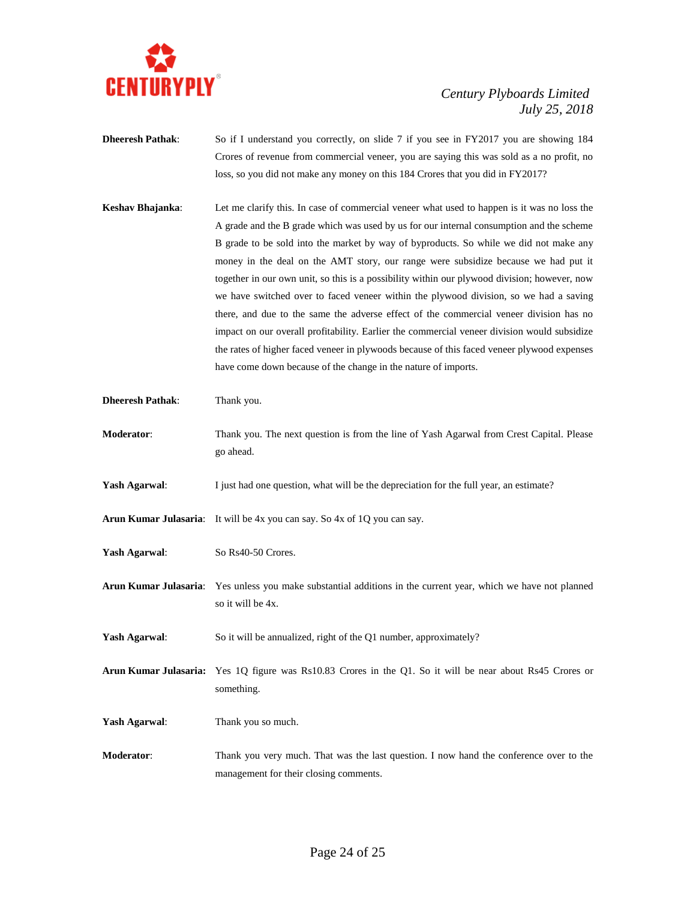**Dheeresh Pathak**: So if I understand you correctly, on slide 7 if you see in FY2017 you are showing 184 Crores of revenue from commercial veneer, you are saying this was sold as a no profit, no loss, so you did not make any money on this 184 Crores that you did in FY2017?

**Keshav Bhajanka**: Let me clarify this. In case of commercial veneer what used to happen is it was no loss the A grade and the B grade which was used by us for our internal consumption and the scheme B grade to be sold into the market by way of byproducts. So while we did not make any money in the deal on the AMT story, our range were subsidize because we had put it together in our own unit, so this is a possibility within our plywood division; however, now we have switched over to faced veneer within the plywood division, so we had a saving there, and due to the same the adverse effect of the commercial veneer division has no impact on our overall profitability. Earlier the commercial veneer division would subsidize the rates of higher faced veneer in plywoods because of this faced veneer plywood expenses have come down because of the change in the nature of imports.

**Dheeresh Pathak**: Thank you.

**Moderator**: Thank you. The next question is from the line of Yash Agarwal from Crest Capital. Please go ahead.

**Yash Agarwal**: I just had one question, what will be the depreciation for the full year, an estimate?

**Arun Kumar Julasaria**: It will be 4x you can say. So 4x of 1Q you can say.

**Yash Agarwal**: So Rs40-50 Crores.

**Arun Kumar Julasaria**: Yes unless you make substantial additions in the current year, which we have not planned so it will be 4x.

**Yash Agarwal**: So it will be annualized, right of the Q1 number, approximately?

**Arun Kumar Julasaria:** Yes 1Q figure was Rs10.83 Crores in the Q1. So it will be near about Rs45 Crores or something.

**Yash Agarwal**: Thank you so much.

**Moderator**: Thank you very much. That was the last question. I now hand the conference over to the management for their closing comments.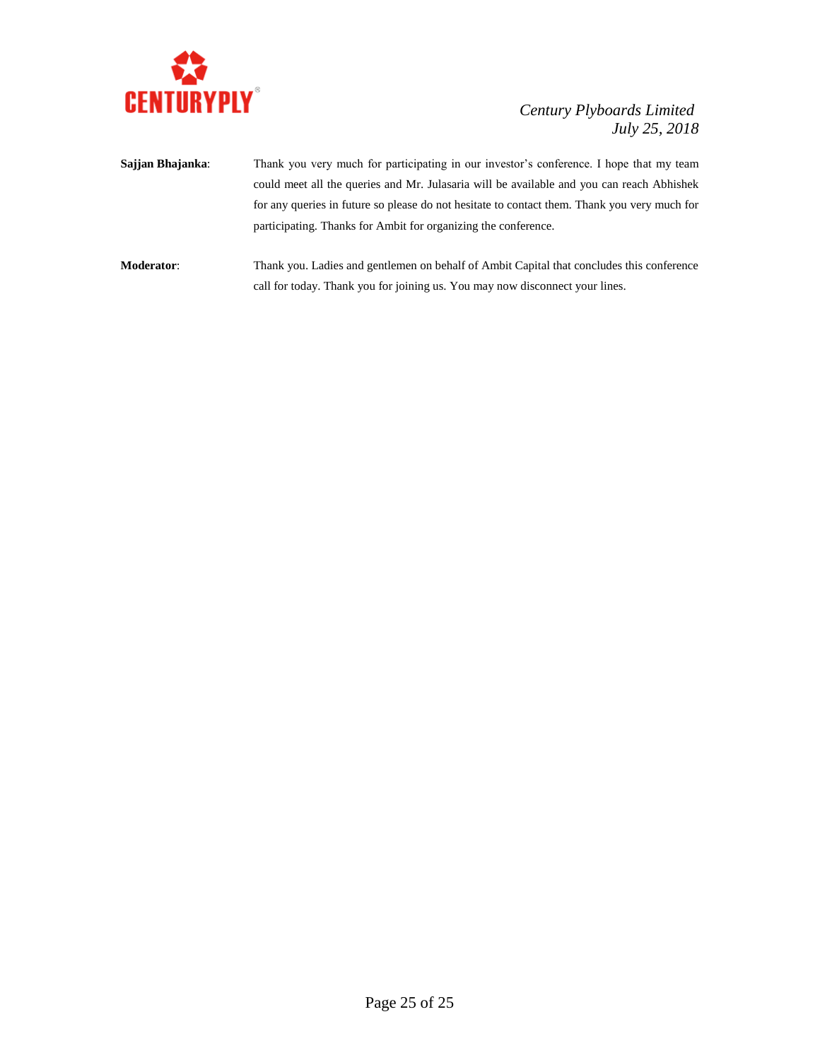**Sajjan Bhajanka**: Thank you very much for participating in our investor's conference. I hope that my team could meet all the queries and Mr. Julasaria will be available and you can reach Abhishek for any queries in future so please do not hesitate to contact them. Thank you very much for participating. Thanks for Ambit for organizing the conference.

**Moderator**: Thank you. Ladies and gentlemen on behalf of Ambit Capital that concludes this conference call for today. Thank you for joining us. You may now disconnect your lines.